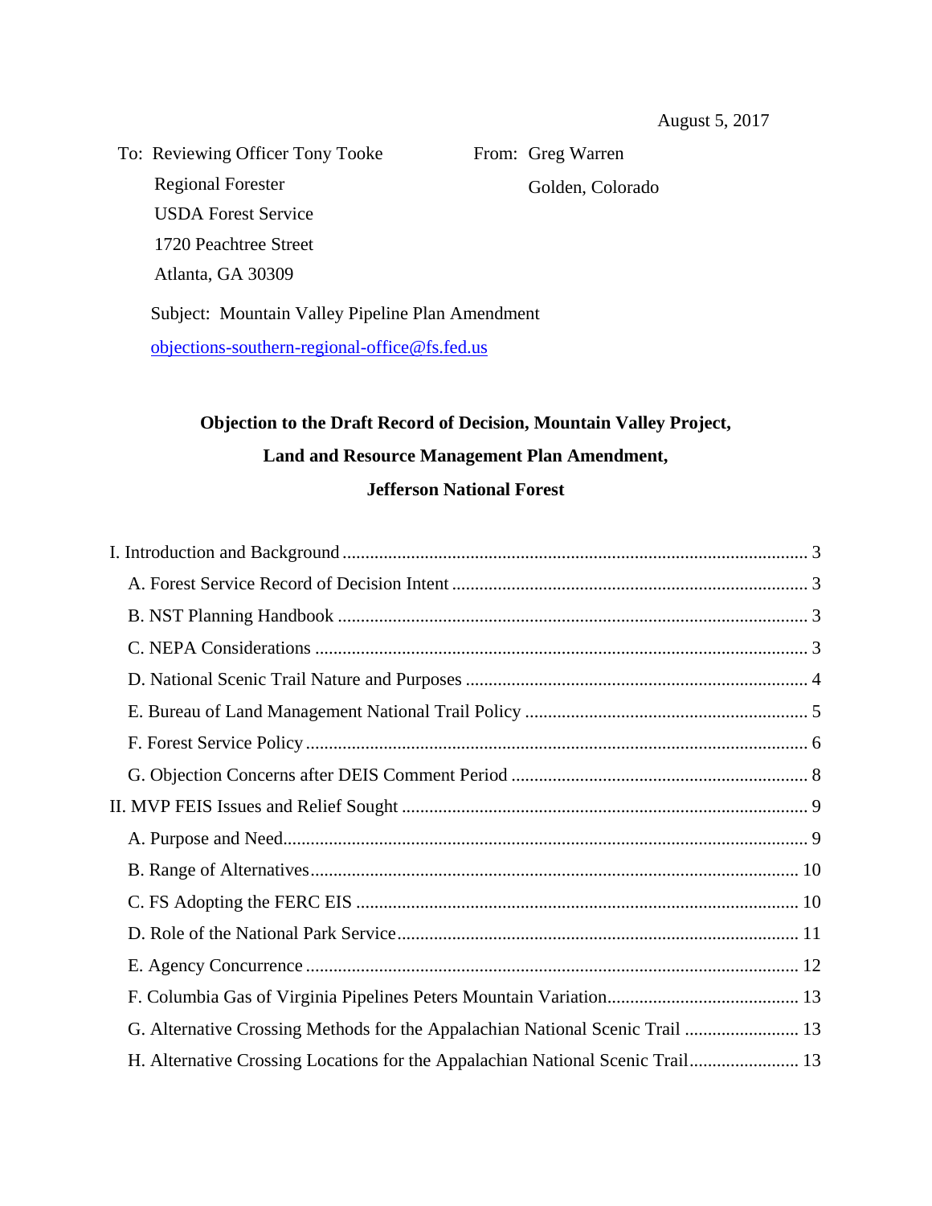August 5, 2017

To: Reviewing Officer Tony Tooke
Regional Forester
USDA Forest Service
1720 Peachtree Street
Atlanta, GA 30309

From: Greg Warren
Golden, Colorado

Subject: Mountain Valley Pipeline Plan Amendment

objections-southern-regional-office@fs.fed.us

**Objection to the Draft Record of Decision, Mountain Valley Project,**

**Land and Resource Management Plan Amendment,**

**Jefferson National Forest**

I. Introduction and Background .......... 3

- A. Forest Service Record of Decision Intent .......... 3
- B. NST Planning Handbook .......... 3
- C. NEPA Considerations .......... 3
- D. National Scenic Trail Nature and Purposes .......... 4
- E. Bureau of Land Management National Trail Policy .......... 5
- F. Forest Service Policy .......... 6
- G. Objection Concerns after DEIS Comment Period .......... 8

II. MVP FEIS Issues and Relief Sought .......... 9

- A. Purpose and Need .......... 9
- B. Range of Alternatives .......... 10
- C. FS Adopting the FERC EIS .......... 10
- D. Role of the National Park Service .......... 11
- E. Agency Concurrence .......... 12
- F. Columbia Gas of Virginia Pipelines Peters Mountain Variation .......... 13
- G. Alternative Crossing Methods for the Appalachian National Scenic Trail .......... 13
- H. Alternative Crossing Locations for the Appalachian National Scenic Trail .......... 13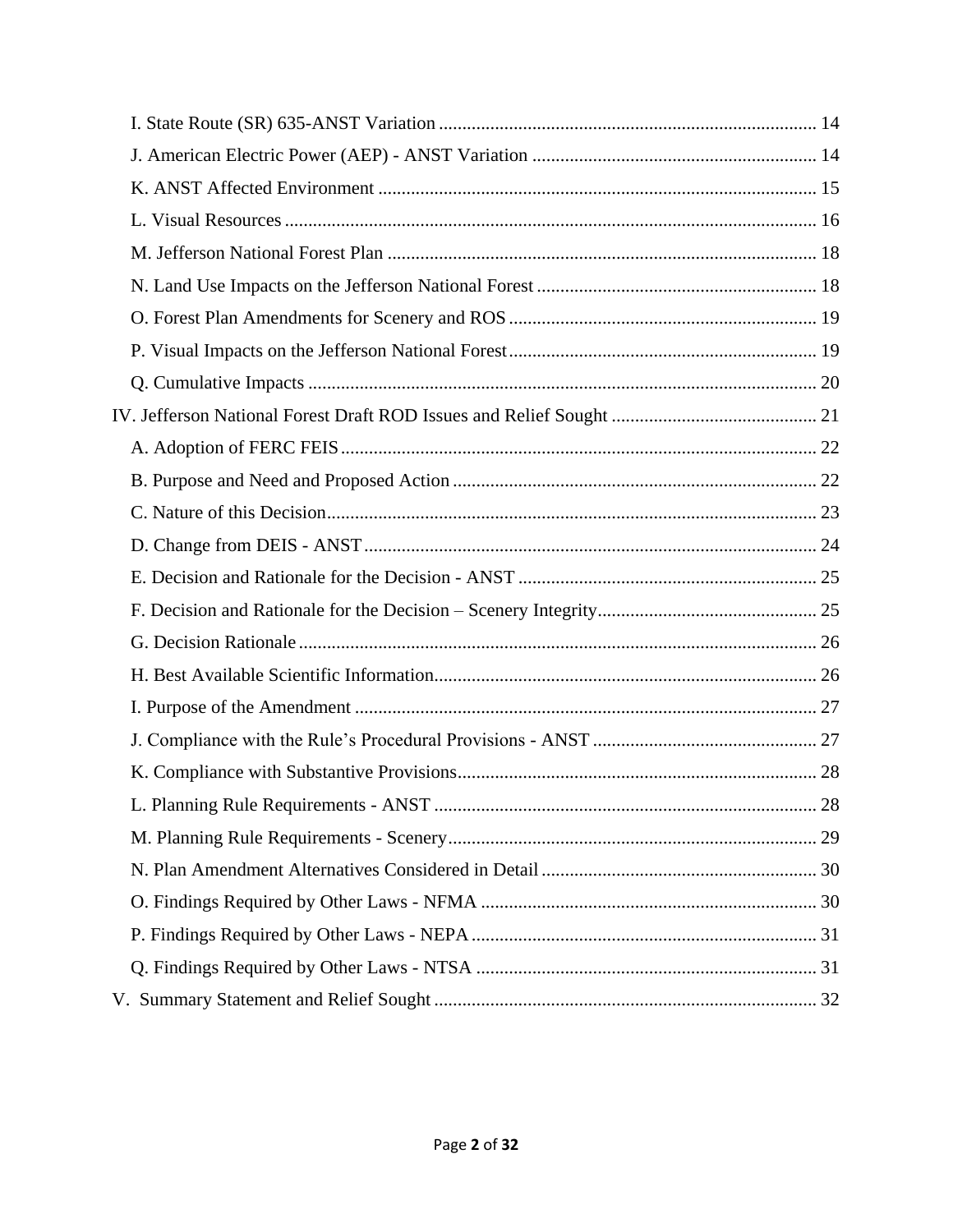I. State Route (SR) 635-ANST Variation ................................................................................ 14

J. American Electric Power (AEP) - ANST Variation ............................................................ 14

K. ANST Affected Environment ............................................................................................. 15

L. Visual Resources ................................................................................................................. 16

M. Jefferson National Forest Plan ........................................................................................... 18

N. Land Use Impacts on the Jefferson National Forest ............................................................ 18

O. Forest Plan Amendments for Scenery and ROS ................................................................. 19

P. Visual Impacts on the Jefferson National Forest................................................................. 19

Q. Cumulative Impacts ............................................................................................................ 20

IV. Jefferson National Forest Draft ROD Issues and Relief Sought ............................................ 21

A. Adoption of FERC FEIS..................................................................................................... 22

B. Purpose and Need and Proposed Action ............................................................................. 22

C. Nature of this Decision......................................................................................................... 23

D. Change from DEIS - ANST ................................................................................................ 24

E. Decision and Rationale for the Decision - ANST ................................................................ 25

F. Decision and Rationale for the Decision – Scenery Integrity............................................... 25

G. Decision Rationale .............................................................................................................. 26

H. Best Available Scientific Information.................................................................................. 26

I. Purpose of the Amendment .................................................................................................. 27

J. Compliance with the Rule’s Procedural Provisions - ANST ................................................ 27

K. Compliance with Substantive Provisions............................................................................ 28

L. Planning Rule Requirements - ANST ................................................................................. 28

M. Planning Rule Requirements - Scenery.............................................................................. 29

N. Plan Amendment Alternatives Considered in Detail ........................................................... 30

O. Findings Required by Other Laws - NFMA ....................................................................... 30

P. Findings Required by Other Laws - NEPA.......................................................................... 31

Q. Findings Required by Other Laws - NTSA ........................................................................ 31

V. Summary Statement and Relief Sought .................................................................................. 32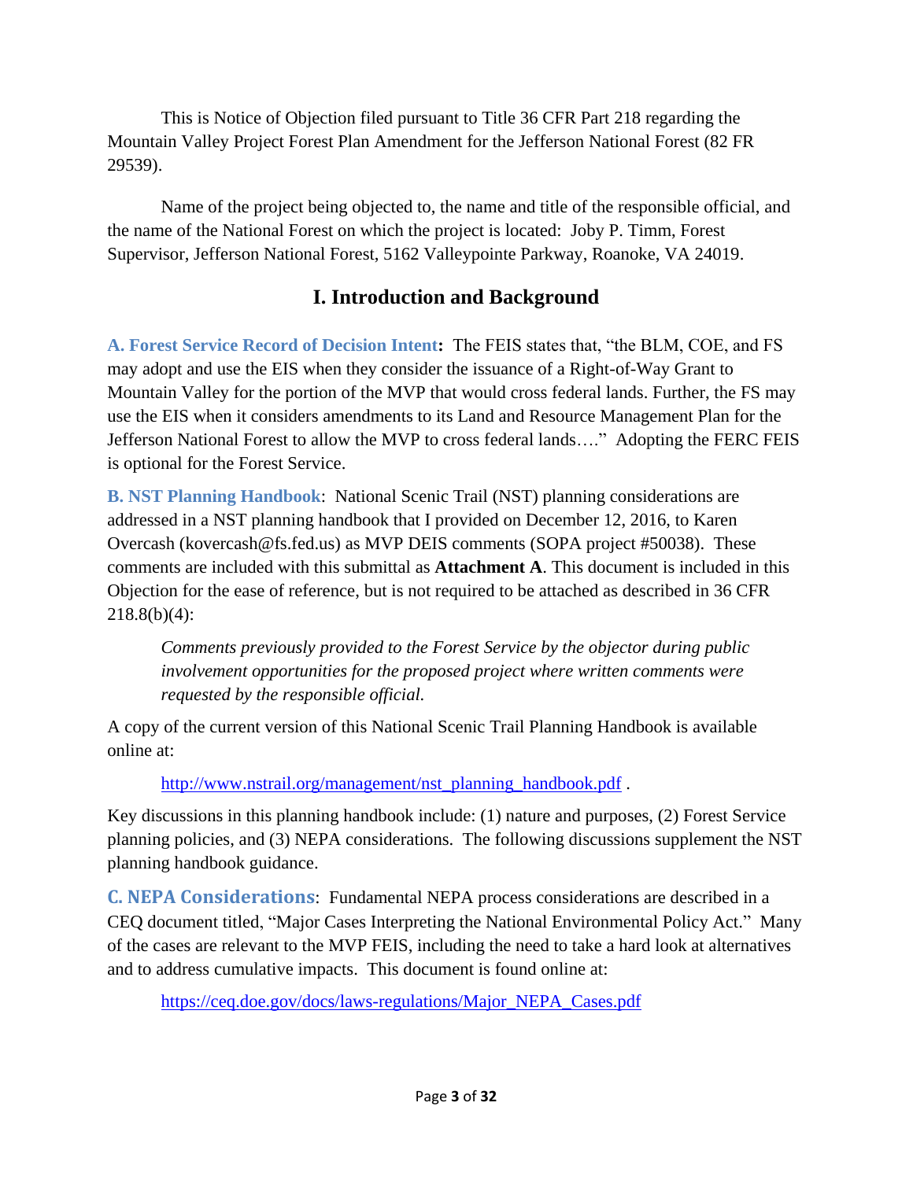This is Notice of Objection filed pursuant to Title 36 CFR Part 218 regarding the Mountain Valley Project Forest Plan Amendment for the Jefferson National Forest (82 FR 29539).

Name of the project being objected to, the name and title of the responsible official, and the name of the National Forest on which the project is located: Joby P. Timm, Forest Supervisor, Jefferson National Forest, 5162 Valleypointe Parkway, Roanoke, VA 24019.

## I. Introduction and Background

**A. Forest Service Record of Decision Intent:** The FEIS states that, "the BLM, COE, and FS may adopt and use the EIS when they consider the issuance of a Right-of-Way Grant to Mountain Valley for the portion of the MVP that would cross federal lands. Further, the FS may use the EIS when it considers amendments to its Land and Resource Management Plan for the Jefferson National Forest to allow the MVP to cross federal lands…." Adopting the FERC FEIS is optional for the Forest Service.

**B. NST Planning Handbook**: National Scenic Trail (NST) planning considerations are addressed in a NST planning handbook that I provided on December 12, 2016, to Karen Overcash (kovercash@fs.fed.us) as MVP DEIS comments (SOPA project #50038). These comments are included with this submittal as **Attachment A**. This document is included in this Objection for the ease of reference, but is not required to be attached as described in 36 CFR 218.8(b)(4):

> *Comments previously provided to the Forest Service by the objector during public involvement opportunities for the proposed project where written comments were requested by the responsible official.*

A copy of the current version of this National Scenic Trail Planning Handbook is available online at:

> http://www.nstrail.org/management/nst_planning_handbook.pdf .

Key discussions in this planning handbook include: (1) nature and purposes, (2) Forest Service planning policies, and (3) NEPA considerations. The following discussions supplement the NST planning handbook guidance.

**C. NEPA Considerations**: Fundamental NEPA process considerations are described in a CEQ document titled, "Major Cases Interpreting the National Environmental Policy Act." Many of the cases are relevant to the MVP FEIS, including the need to take a hard look at alternatives and to address cumulative impacts. This document is found online at:

> https://ceq.doe.gov/docs/laws-regulations/Major_NEPA_Cases.pdf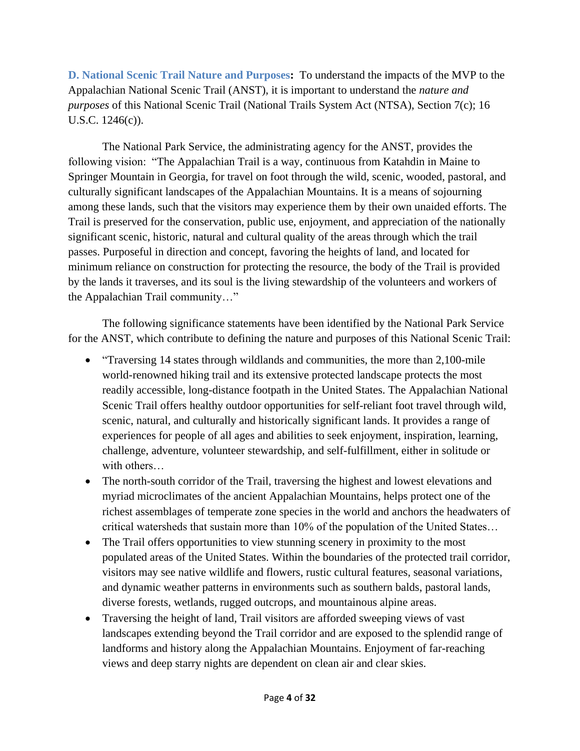**D. National Scenic Trail Nature and Purposes:** To understand the impacts of the MVP to the Appalachian National Scenic Trail (ANST), it is important to understand the *nature and purposes* of this National Scenic Trail (National Trails System Act (NTSA), Section 7(c); 16 U.S.C. 1246(c)).

The National Park Service, the administrating agency for the ANST, provides the following vision: "The Appalachian Trail is a way, continuous from Katahdin in Maine to Springer Mountain in Georgia, for travel on foot through the wild, scenic, wooded, pastoral, and culturally significant landscapes of the Appalachian Mountains. It is a means of sojourning among these lands, such that the visitors may experience them by their own unaided efforts. The Trail is preserved for the conservation, public use, enjoyment, and appreciation of the nationally significant scenic, historic, natural and cultural quality of the areas through which the trail passes. Purposeful in direction and concept, favoring the heights of land, and located for minimum reliance on construction for protecting the resource, the body of the Trail is provided by the lands it traverses, and its soul is the living stewardship of the volunteers and workers of the Appalachian Trail community…"

The following significance statements have been identified by the National Park Service for the ANST, which contribute to defining the nature and purposes of this National Scenic Trail:

- "Traversing 14 states through wildlands and communities, the more than 2,100-mile world-renowned hiking trail and its extensive protected landscape protects the most readily accessible, long-distance footpath in the United States. The Appalachian National Scenic Trail offers healthy outdoor opportunities for self-reliant foot travel through wild, scenic, natural, and culturally and historically significant lands. It provides a range of experiences for people of all ages and abilities to seek enjoyment, inspiration, learning, challenge, adventure, volunteer stewardship, and self-fulfillment, either in solitude or with others…
- The north-south corridor of the Trail, traversing the highest and lowest elevations and myriad microclimates of the ancient Appalachian Mountains, helps protect one of the richest assemblages of temperate zone species in the world and anchors the headwaters of critical watersheds that sustain more than 10% of the population of the United States…
- The Trail offers opportunities to view stunning scenery in proximity to the most populated areas of the United States. Within the boundaries of the protected trail corridor, visitors may see native wildlife and flowers, rustic cultural features, seasonal variations, and dynamic weather patterns in environments such as southern balds, pastoral lands, diverse forests, wetlands, rugged outcrops, and mountainous alpine areas.
- Traversing the height of land, Trail visitors are afforded sweeping views of vast landscapes extending beyond the Trail corridor and are exposed to the splendid range of landforms and history along the Appalachian Mountains. Enjoyment of far-reaching views and deep starry nights are dependent on clean air and clear skies.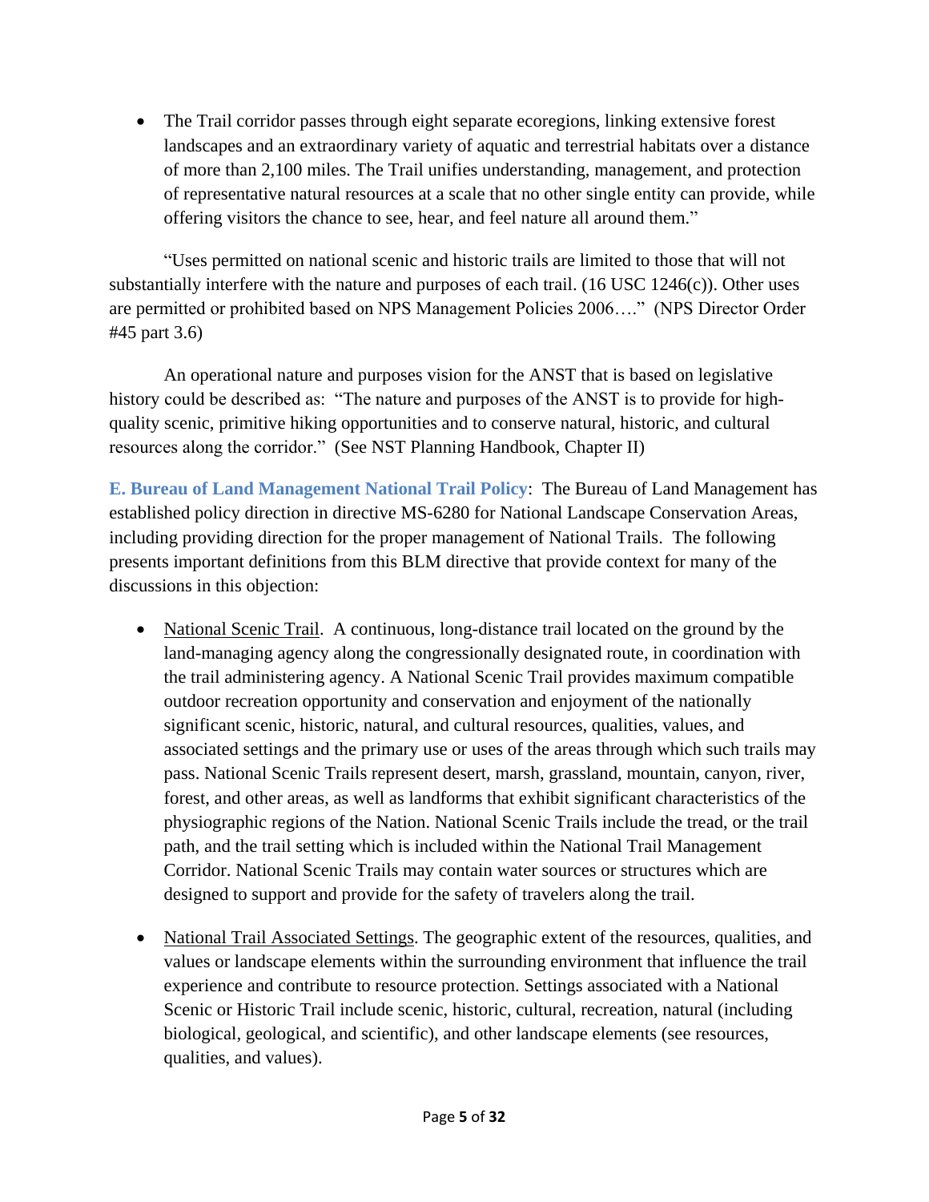- The Trail corridor passes through eight separate ecoregions, linking extensive forest landscapes and an extraordinary variety of aquatic and terrestrial habitats over a distance of more than 2,100 miles. The Trail unifies understanding, management, and protection of representative natural resources at a scale that no other single entity can provide, while offering visitors the chance to see, hear, and feel nature all around them."

"Uses permitted on national scenic and historic trails are limited to those that will not substantially interfere with the nature and purposes of each trail. (16 USC 1246(c)). Other uses are permitted or prohibited based on NPS Management Policies 2006…." (NPS Director Order #45 part 3.6)

An operational nature and purposes vision for the ANST that is based on legislative history could be described as: "The nature and purposes of the ANST is to provide for high-quality scenic, primitive hiking opportunities and to conserve natural, historic, and cultural resources along the corridor." (See NST Planning Handbook, Chapter II)

**E. Bureau of Land Management National Trail Policy**: The Bureau of Land Management has established policy direction in directive MS-6280 for National Landscape Conservation Areas, including providing direction for the proper management of National Trails. The following presents important definitions from this BLM directive that provide context for many of the discussions in this objection:

- National Scenic Trail. A continuous, long-distance trail located on the ground by the land-managing agency along the congressionally designated route, in coordination with the trail administering agency. A National Scenic Trail provides maximum compatible outdoor recreation opportunity and conservation and enjoyment of the nationally significant scenic, historic, natural, and cultural resources, qualities, values, and associated settings and the primary use or uses of the areas through which such trails may pass. National Scenic Trails represent desert, marsh, grassland, mountain, canyon, river, forest, and other areas, as well as landforms that exhibit significant characteristics of the physiographic regions of the Nation. National Scenic Trails include the tread, or the trail path, and the trail setting which is included within the National Trail Management Corridor. National Scenic Trails may contain water sources or structures which are designed to support and provide for the safety of travelers along the trail.

- National Trail Associated Settings. The geographic extent of the resources, qualities, and values or landscape elements within the surrounding environment that influence the trail experience and contribute to resource protection. Settings associated with a National Scenic or Historic Trail include scenic, historic, cultural, recreation, natural (including biological, geological, and scientific), and other landscape elements (see resources, qualities, and values).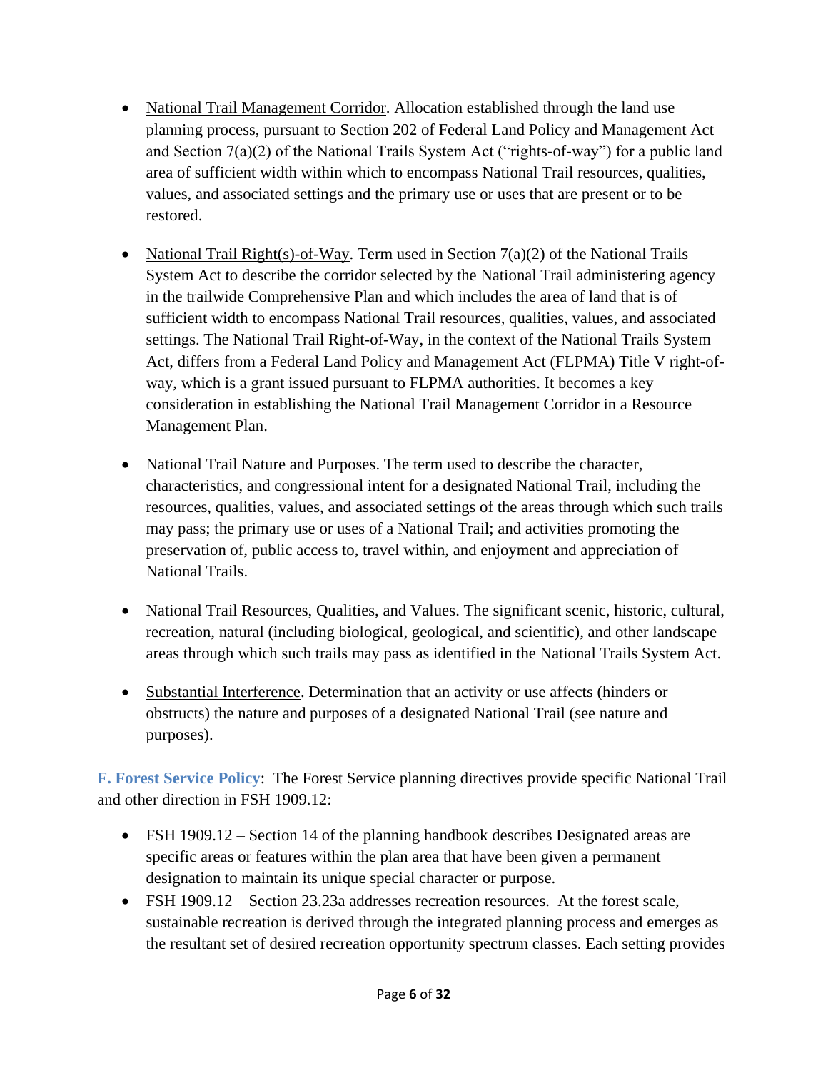- National Trail Management Corridor. Allocation established through the land use planning process, pursuant to Section 202 of Federal Land Policy and Management Act and Section 7(a)(2) of the National Trails System Act ("rights-of-way") for a public land area of sufficient width within which to encompass National Trail resources, qualities, values, and associated settings and the primary use or uses that are present or to be restored.

- National Trail Right(s)-of-Way. Term used in Section 7(a)(2) of the National Trails System Act to describe the corridor selected by the National Trail administering agency in the trailwide Comprehensive Plan and which includes the area of land that is of sufficient width to encompass National Trail resources, qualities, values, and associated settings. The National Trail Right-of-Way, in the context of the National Trails System Act, differs from a Federal Land Policy and Management Act (FLPMA) Title V right-of-way, which is a grant issued pursuant to FLPMA authorities. It becomes a key consideration in establishing the National Trail Management Corridor in a Resource Management Plan.

- National Trail Nature and Purposes. The term used to describe the character, characteristics, and congressional intent for a designated National Trail, including the resources, qualities, values, and associated settings of the areas through which such trails may pass; the primary use or uses of a National Trail; and activities promoting the preservation of, public access to, travel within, and enjoyment and appreciation of National Trails.

- National Trail Resources, Qualities, and Values. The significant scenic, historic, cultural, recreation, natural (including biological, geological, and scientific), and other landscape areas through which such trails may pass as identified in the National Trails System Act.

- Substantial Interference. Determination that an activity or use affects (hinders or obstructs) the nature and purposes of a designated National Trail (see nature and purposes).

**F. Forest Service Policy**: The Forest Service planning directives provide specific National Trail and other direction in FSH 1909.12:

- FSH 1909.12 – Section 14 of the planning handbook describes Designated areas are specific areas or features within the plan area that have been given a permanent designation to maintain its unique special character or purpose.
- FSH 1909.12 – Section 23.23a addresses recreation resources. At the forest scale, sustainable recreation is derived through the integrated planning process and emerges as the resultant set of desired recreation opportunity spectrum classes. Each setting provides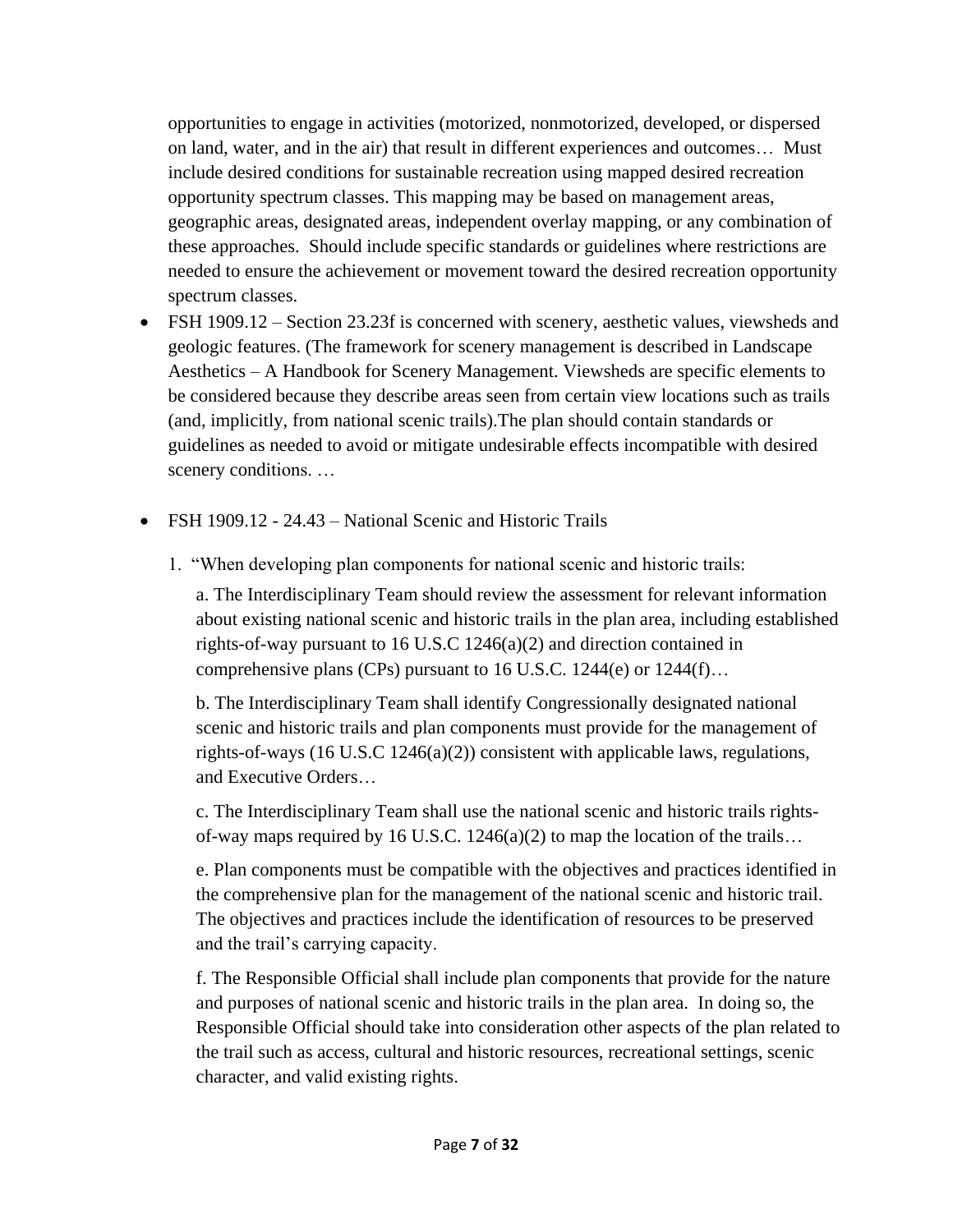opportunities to engage in activities (motorized, nonmotorized, developed, or dispersed on land, water, and in the air) that result in different experiences and outcomes… Must include desired conditions for sustainable recreation using mapped desired recreation opportunity spectrum classes. This mapping may be based on management areas, geographic areas, designated areas, independent overlay mapping, or any combination of these approaches. Should include specific standards or guidelines where restrictions are needed to ensure the achievement or movement toward the desired recreation opportunity spectrum classes.

- FSH 1909.12 – Section 23.23f is concerned with scenery, aesthetic values, viewsheds and geologic features. (The framework for scenery management is described in Landscape Aesthetics – A Handbook for Scenery Management. Viewsheds are specific elements to be considered because they describe areas seen from certain view locations such as trails (and, implicitly, from national scenic trails).The plan should contain standards or guidelines as needed to avoid or mitigate undesirable effects incompatible with desired scenery conditions. …

- FSH 1909.12 - 24.43 – National Scenic and Historic Trails

  1. "When developing plan components for national scenic and historic trails:

     a. The Interdisciplinary Team should review the assessment for relevant information about existing national scenic and historic trails in the plan area, including established rights-of-way pursuant to 16 U.S.C 1246(a)(2) and direction contained in comprehensive plans (CPs) pursuant to 16 U.S.C. 1244(e) or 1244(f)…

     b. The Interdisciplinary Team shall identify Congressionally designated national scenic and historic trails and plan components must provide for the management of rights-of-ways (16 U.S.C 1246(a)(2)) consistent with applicable laws, regulations, and Executive Orders…

     c. The Interdisciplinary Team shall use the national scenic and historic trails rights-of-way maps required by 16 U.S.C. 1246(a)(2) to map the location of the trails…

     e. Plan components must be compatible with the objectives and practices identified in the comprehensive plan for the management of the national scenic and historic trail. The objectives and practices include the identification of resources to be preserved and the trail's carrying capacity.

     f. The Responsible Official shall include plan components that provide for the nature and purposes of national scenic and historic trails in the plan area. In doing so, the Responsible Official should take into consideration other aspects of the plan related to the trail such as access, cultural and historic resources, recreational settings, scenic character, and valid existing rights.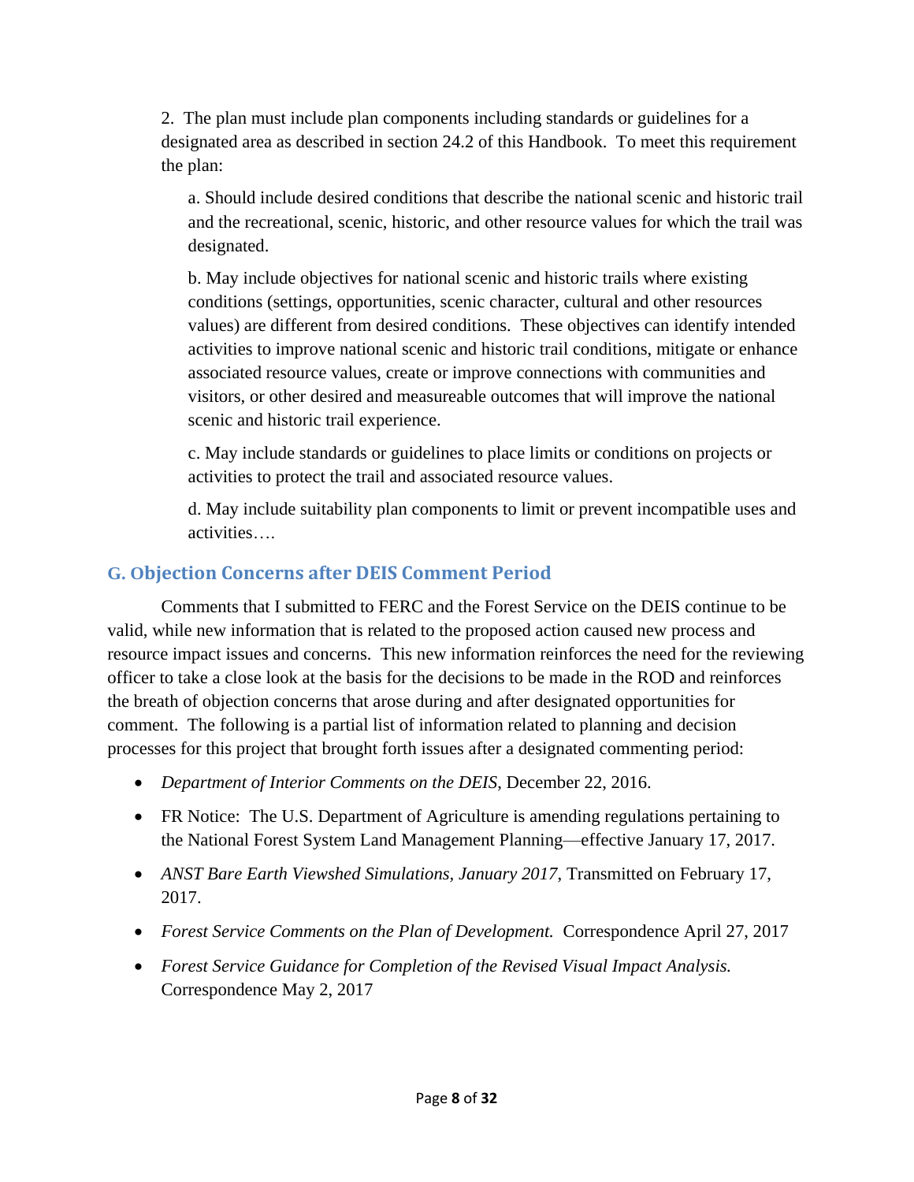2. The plan must include plan components including standards or guidelines for a designated area as described in section 24.2 of this Handbook. To meet this requirement the plan:

a. Should include desired conditions that describe the national scenic and historic trail and the recreational, scenic, historic, and other resource values for which the trail was designated.

b. May include objectives for national scenic and historic trails where existing conditions (settings, opportunities, scenic character, cultural and other resources values) are different from desired conditions. These objectives can identify intended activities to improve national scenic and historic trail conditions, mitigate or enhance associated resource values, create or improve connections with communities and visitors, or other desired and measureable outcomes that will improve the national scenic and historic trail experience.

c. May include standards or guidelines to place limits or conditions on projects or activities to protect the trail and associated resource values.

d. May include suitability plan components to limit or prevent incompatible uses and activities….

## G. Objection Concerns after DEIS Comment Period

Comments that I submitted to FERC and the Forest Service on the DEIS continue to be valid, while new information that is related to the proposed action caused new process and resource impact issues and concerns. This new information reinforces the need for the reviewing officer to take a close look at the basis for the decisions to be made in the ROD and reinforces the breath of objection concerns that arose during and after designated opportunities for comment. The following is a partial list of information related to planning and decision processes for this project that brought forth issues after a designated commenting period:

- *Department of Interior Comments on the DEIS*, December 22, 2016.
- FR Notice: The U.S. Department of Agriculture is amending regulations pertaining to the National Forest System Land Management Planning—effective January 17, 2017.
- *ANST Bare Earth Viewshed Simulations, January 2017*, Transmitted on February 17, 2017.
- *Forest Service Comments on the Plan of Development.* Correspondence April 27, 2017
- *Forest Service Guidance for Completion of the Revised Visual Impact Analysis.* Correspondence May 2, 2017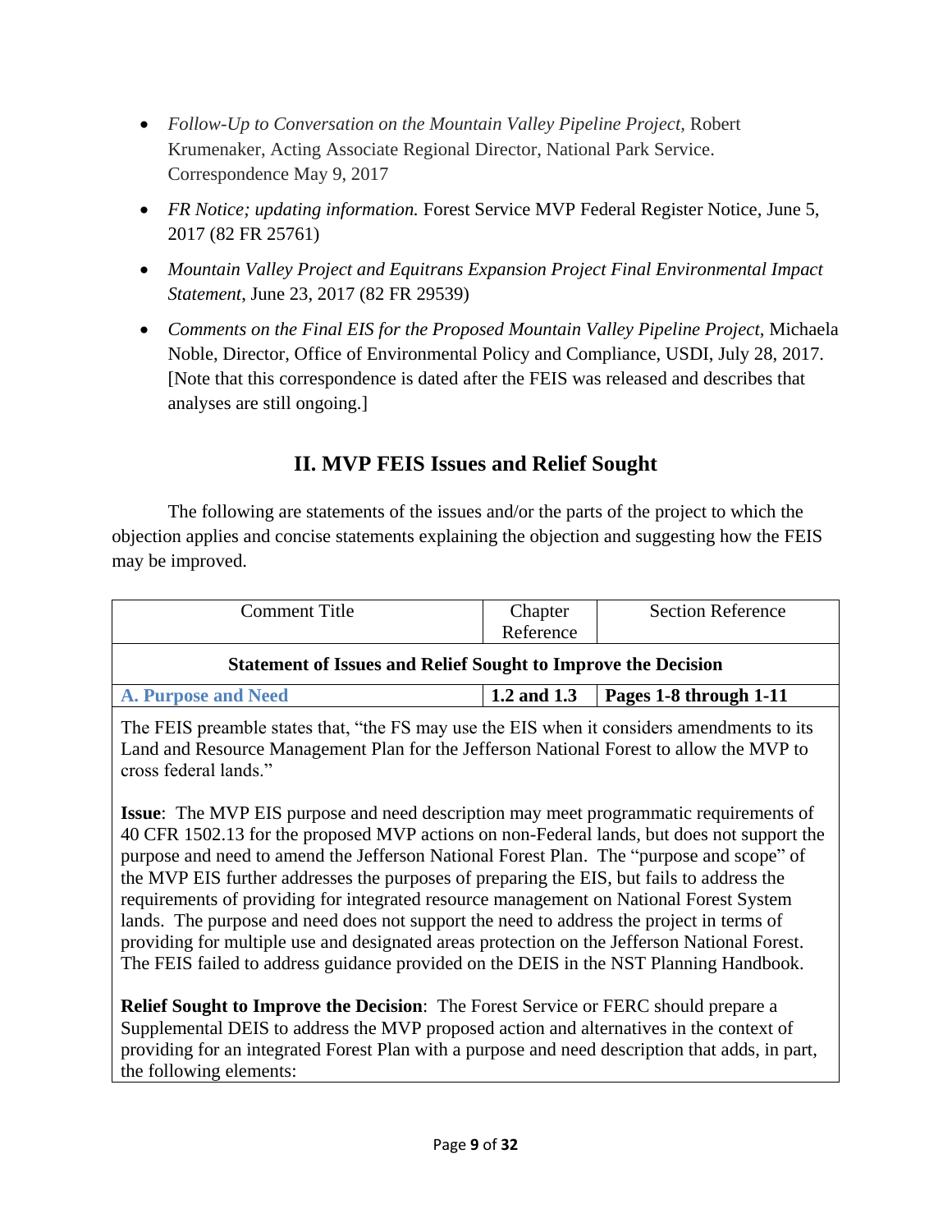- *Follow-Up to Conversation on the Mountain Valley Pipeline Project,* Robert Krumenaker, Acting Associate Regional Director, National Park Service. Correspondence May 9, 2017
- *FR Notice; updating information.* Forest Service MVP Federal Register Notice, June 5, 2017 (82 FR 25761)
- *Mountain Valley Project and Equitrans Expansion Project Final Environmental Impact Statement*, June 23, 2017 (82 FR 29539)
- *Comments on the Final EIS for the Proposed Mountain Valley Pipeline Project,* Michaela Noble, Director, Office of Environmental Policy and Compliance, USDI, July 28, 2017. [Note that this correspondence is dated after the FEIS was released and describes that analyses are still ongoing.]

## II. MVP FEIS Issues and Relief Sought

The following are statements of the issues and/or the parts of the project to which the objection applies and concise statements explaining the objection and suggesting how the FEIS may be improved.

| Comment Title | Chapter Reference | Section Reference |
|---|---|---|
| **Statement of Issues and Relief Sought to Improve the Decision** | | |
| **A. Purpose and Need** | **1.2 and 1.3** | **Pages 1-8 through 1-11** |

The FEIS preamble states that, "the FS may use the EIS when it considers amendments to its Land and Resource Management Plan for the Jefferson National Forest to allow the MVP to cross federal lands."

**Issue**: The MVP EIS purpose and need description may meet programmatic requirements of 40 CFR 1502.13 for the proposed MVP actions on non-Federal lands, but does not support the purpose and need to amend the Jefferson National Forest Plan. The "purpose and scope" of the MVP EIS further addresses the purposes of preparing the EIS, but fails to address the requirements of providing for integrated resource management on National Forest System lands. The purpose and need does not support the need to address the project in terms of providing for multiple use and designated areas protection on the Jefferson National Forest. The FEIS failed to address guidance provided on the DEIS in the NST Planning Handbook.

**Relief Sought to Improve the Decision**: The Forest Service or FERC should prepare a Supplemental DEIS to address the MVP proposed action and alternatives in the context of providing for an integrated Forest Plan with a purpose and need description that adds, in part, the following elements: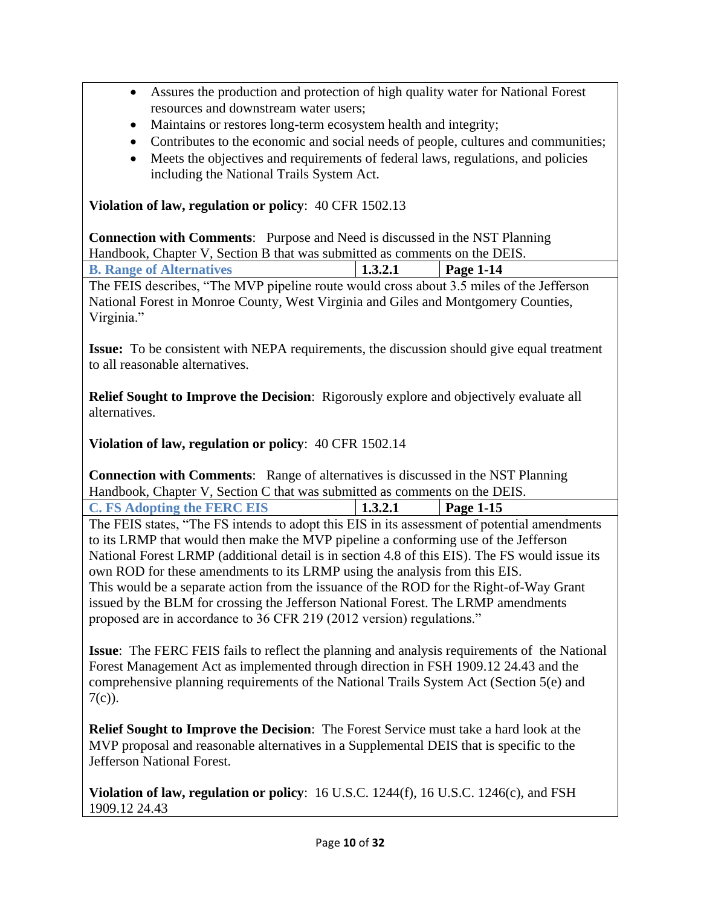- Assures the production and protection of high quality water for National Forest resources and downstream water users;
- Maintains or restores long-term ecosystem health and integrity;
- Contributes to the economic and social needs of people, cultures and communities;
- Meets the objectives and requirements of federal laws, regulations, and policies including the National Trails System Act.

**Violation of law, regulation or policy**: 40 CFR 1502.13

**Connection with Comments**: Purpose and Need is discussed in the NST Planning Handbook, Chapter V, Section B that was submitted as comments on the DEIS.

| **B. Range of Alternatives** | **1.3.2.1** | **Page 1-14** |
|---|---|---|

The FEIS describes, "The MVP pipeline route would cross about 3.5 miles of the Jefferson National Forest in Monroe County, West Virginia and Giles and Montgomery Counties, Virginia."

**Issue:** To be consistent with NEPA requirements, the discussion should give equal treatment to all reasonable alternatives.

**Relief Sought to Improve the Decision**: Rigorously explore and objectively evaluate all alternatives.

**Violation of law, regulation or policy**: 40 CFR 1502.14

**Connection with Comments**: Range of alternatives is discussed in the NST Planning Handbook, Chapter V, Section C that was submitted as comments on the DEIS.

| **C. FS Adopting the FERC EIS** | **1.3.2.1** | **Page 1-15** |
|---|---|---|

The FEIS states, "The FS intends to adopt this EIS in its assessment of potential amendments to its LRMP that would then make the MVP pipeline a conforming use of the Jefferson National Forest LRMP (additional detail is in section 4.8 of this EIS). The FS would issue its own ROD for these amendments to its LRMP using the analysis from this EIS. This would be a separate action from the issuance of the ROD for the Right-of-Way Grant issued by the BLM for crossing the Jefferson National Forest. The LRMP amendments proposed are in accordance to 36 CFR 219 (2012 version) regulations."

**Issue**: The FERC FEIS fails to reflect the planning and analysis requirements of the National Forest Management Act as implemented through direction in FSH 1909.12 24.43 and the comprehensive planning requirements of the National Trails System Act (Section 5(e) and 7(c)).

**Relief Sought to Improve the Decision**: The Forest Service must take a hard look at the MVP proposal and reasonable alternatives in a Supplemental DEIS that is specific to the Jefferson National Forest.

**Violation of law, regulation or policy**: 16 U.S.C. 1244(f), 16 U.S.C. 1246(c), and FSH 1909.12 24.43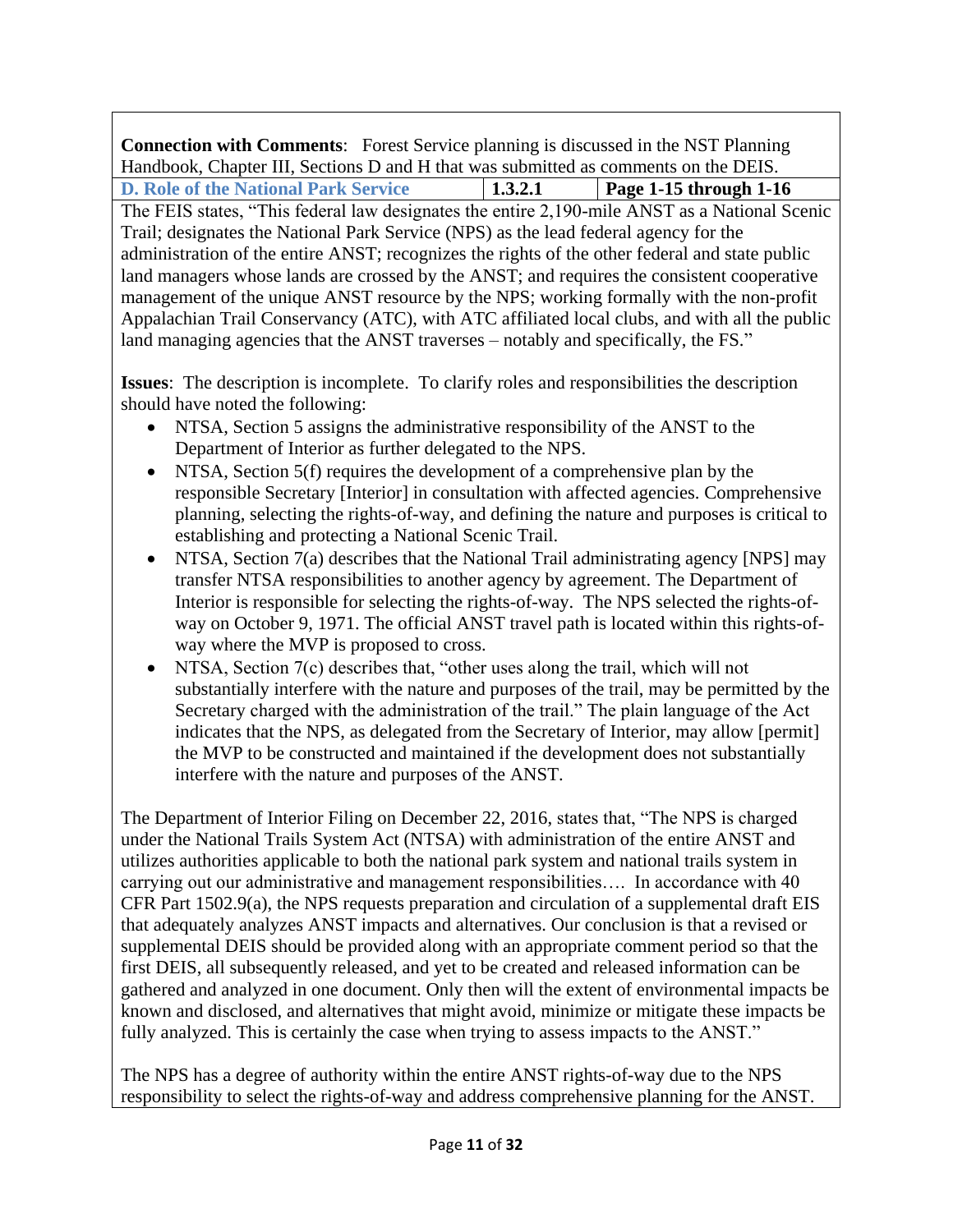**Connection with Comments**: Forest Service planning is discussed in the NST Planning Handbook, Chapter III, Sections D and H that was submitted as comments on the DEIS.

| **D. Role of the National Park Service** | **1.3.2.1** | **Page 1-15 through 1-16** |
|---|---|---|

The FEIS states, "This federal law designates the entire 2,190-mile ANST as a National Scenic Trail; designates the National Park Service (NPS) as the lead federal agency for the administration of the entire ANST; recognizes the rights of the other federal and state public land managers whose lands are crossed by the ANST; and requires the consistent cooperative management of the unique ANST resource by the NPS; working formally with the non-profit Appalachian Trail Conservancy (ATC), with ATC affiliated local clubs, and with all the public land managing agencies that the ANST traverses – notably and specifically, the FS."

**Issues**: The description is incomplete. To clarify roles and responsibilities the description should have noted the following:

- NTSA, Section 5 assigns the administrative responsibility of the ANST to the Department of Interior as further delegated to the NPS.
- NTSA, Section 5(f) requires the development of a comprehensive plan by the responsible Secretary [Interior] in consultation with affected agencies. Comprehensive planning, selecting the rights-of-way, and defining the nature and purposes is critical to establishing and protecting a National Scenic Trail.
- NTSA, Section 7(a) describes that the National Trail administrating agency [NPS] may transfer NTSA responsibilities to another agency by agreement. The Department of Interior is responsible for selecting the rights-of-way. The NPS selected the rights-of-way on October 9, 1971. The official ANST travel path is located within this rights-of-way where the MVP is proposed to cross.
- NTSA, Section 7(c) describes that, "other uses along the trail, which will not substantially interfere with the nature and purposes of the trail, may be permitted by the Secretary charged with the administration of the trail." The plain language of the Act indicates that the NPS, as delegated from the Secretary of Interior, may allow [permit] the MVP to be constructed and maintained if the development does not substantially interfere with the nature and purposes of the ANST.

The Department of Interior Filing on December 22, 2016, states that, "The NPS is charged under the National Trails System Act (NTSA) with administration of the entire ANST and utilizes authorities applicable to both the national park system and national trails system in carrying out our administrative and management responsibilities…. In accordance with 40 CFR Part 1502.9(a), the NPS requests preparation and circulation of a supplemental draft EIS that adequately analyzes ANST impacts and alternatives. Our conclusion is that a revised or supplemental DEIS should be provided along with an appropriate comment period so that the first DEIS, all subsequently released, and yet to be created and released information can be gathered and analyzed in one document. Only then will the extent of environmental impacts be known and disclosed, and alternatives that might avoid, minimize or mitigate these impacts be fully analyzed. This is certainly the case when trying to assess impacts to the ANST."

The NPS has a degree of authority within the entire ANST rights-of-way due to the NPS responsibility to select the rights-of-way and address comprehensive planning for the ANST.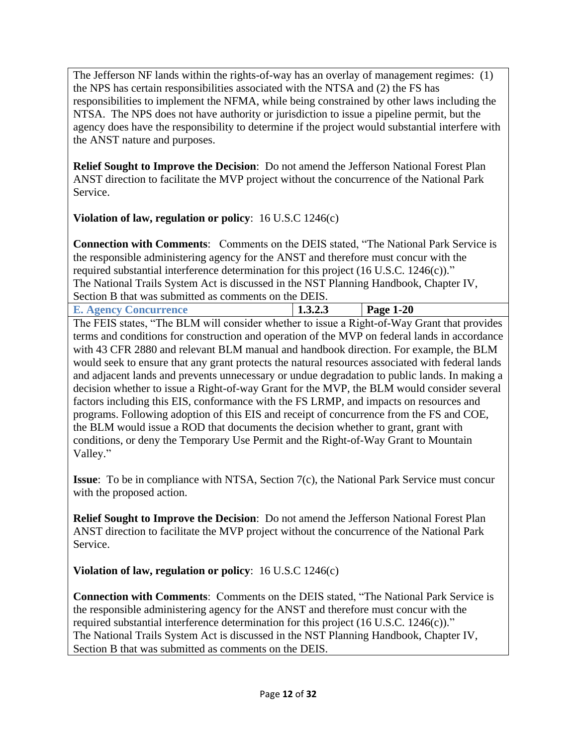The Jefferson NF lands within the rights-of-way has an overlay of management regimes: (1) the NPS has certain responsibilities associated with the NTSA and (2) the FS has responsibilities to implement the NFMA, while being constrained by other laws including the NTSA. The NPS does not have authority or jurisdiction to issue a pipeline permit, but the agency does have the responsibility to determine if the project would substantial interfere with the ANST nature and purposes.

**Relief Sought to Improve the Decision**: Do not amend the Jefferson National Forest Plan ANST direction to facilitate the MVP project without the concurrence of the National Park Service.

**Violation of law, regulation or policy**: 16 U.S.C 1246(c)

**Connection with Comments**: Comments on the DEIS stated, "The National Park Service is the responsible administering agency for the ANST and therefore must concur with the required substantial interference determination for this project (16 U.S.C. 1246(c))." The National Trails System Act is discussed in the NST Planning Handbook, Chapter IV, Section B that was submitted as comments on the DEIS.

| E. Agency Concurrence | 1.3.2.3 | Page 1-20 |
|---|---|---|

The FEIS states, "The BLM will consider whether to issue a Right-of-Way Grant that provides terms and conditions for construction and operation of the MVP on federal lands in accordance with 43 CFR 2880 and relevant BLM manual and handbook direction. For example, the BLM would seek to ensure that any grant protects the natural resources associated with federal lands and adjacent lands and prevents unnecessary or undue degradation to public lands. In making a decision whether to issue a Right-of-way Grant for the MVP, the BLM would consider several factors including this EIS, conformance with the FS LRMP, and impacts on resources and programs. Following adoption of this EIS and receipt of concurrence from the FS and COE, the BLM would issue a ROD that documents the decision whether to grant, grant with conditions, or deny the Temporary Use Permit and the Right-of-Way Grant to Mountain Valley."

**Issue**: To be in compliance with NTSA, Section 7(c), the National Park Service must concur with the proposed action.

**Relief Sought to Improve the Decision**: Do not amend the Jefferson National Forest Plan ANST direction to facilitate the MVP project without the concurrence of the National Park Service.

**Violation of law, regulation or policy**: 16 U.S.C 1246(c)

**Connection with Comments**: Comments on the DEIS stated, "The National Park Service is the responsible administering agency for the ANST and therefore must concur with the required substantial interference determination for this project (16 U.S.C. 1246(c))." The National Trails System Act is discussed in the NST Planning Handbook, Chapter IV, Section B that was submitted as comments on the DEIS.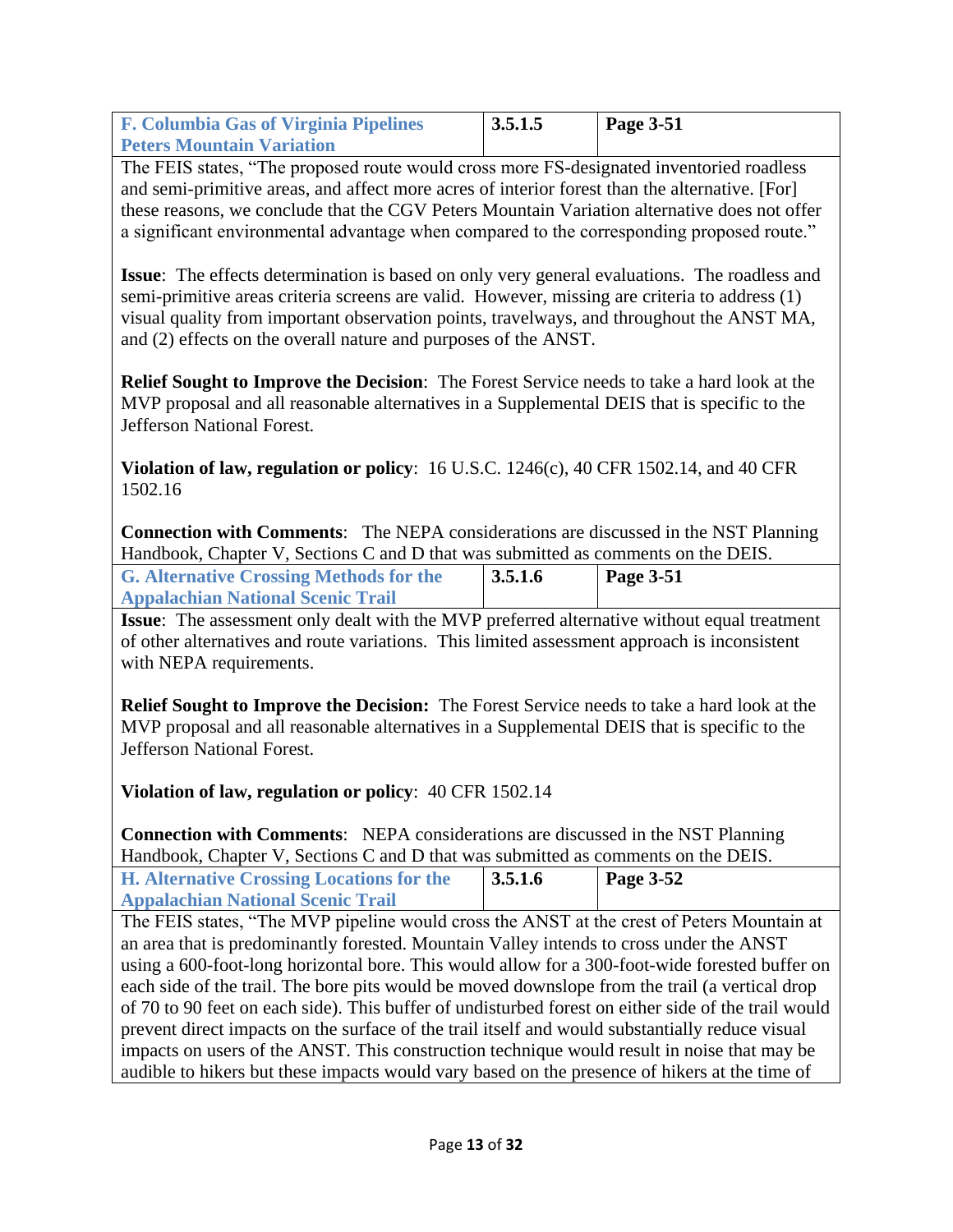| F. Columbia Gas of Virginia Pipelines Peters Mountain Variation | 3.5.1.5 | Page 3-51 |
|---|---|---|

The FEIS states, "The proposed route would cross more FS-designated inventoried roadless and semi-primitive areas, and affect more acres of interior forest than the alternative. [For] these reasons, we conclude that the CGV Peters Mountain Variation alternative does not offer a significant environmental advantage when compared to the corresponding proposed route."

**Issue**: The effects determination is based on only very general evaluations. The roadless and semi-primitive areas criteria screens are valid. However, missing are criteria to address (1) visual quality from important observation points, travelways, and throughout the ANST MA, and (2) effects on the overall nature and purposes of the ANST.

**Relief Sought to Improve the Decision**: The Forest Service needs to take a hard look at the MVP proposal and all reasonable alternatives in a Supplemental DEIS that is specific to the Jefferson National Forest.

**Violation of law, regulation or policy**: 16 U.S.C. 1246(c), 40 CFR 1502.14, and 40 CFR 1502.16

**Connection with Comments**: The NEPA considerations are discussed in the NST Planning Handbook, Chapter V, Sections C and D that was submitted as comments on the DEIS.

| G. Alternative Crossing Methods for the Appalachian National Scenic Trail | 3.5.1.6 | Page 3-51 |
|---|---|---|

**Issue**: The assessment only dealt with the MVP preferred alternative without equal treatment of other alternatives and route variations. This limited assessment approach is inconsistent with NEPA requirements.

**Relief Sought to Improve the Decision:** The Forest Service needs to take a hard look at the MVP proposal and all reasonable alternatives in a Supplemental DEIS that is specific to the Jefferson National Forest.

**Violation of law, regulation or policy**: 40 CFR 1502.14

**Connection with Comments**: NEPA considerations are discussed in the NST Planning Handbook, Chapter V, Sections C and D that was submitted as comments on the DEIS.

| H. Alternative Crossing Locations for the Appalachian National Scenic Trail | 3.5.1.6 | Page 3-52 |
|---|---|---|

The FEIS states, "The MVP pipeline would cross the ANST at the crest of Peters Mountain at an area that is predominantly forested. Mountain Valley intends to cross under the ANST using a 600-foot-long horizontal bore. This would allow for a 300-foot-wide forested buffer on each side of the trail. The bore pits would be moved downslope from the trail (a vertical drop of 70 to 90 feet on each side). This buffer of undisturbed forest on either side of the trail would prevent direct impacts on the surface of the trail itself and would substantially reduce visual impacts on users of the ANST. This construction technique would result in noise that may be audible to hikers but these impacts would vary based on the presence of hikers at the time of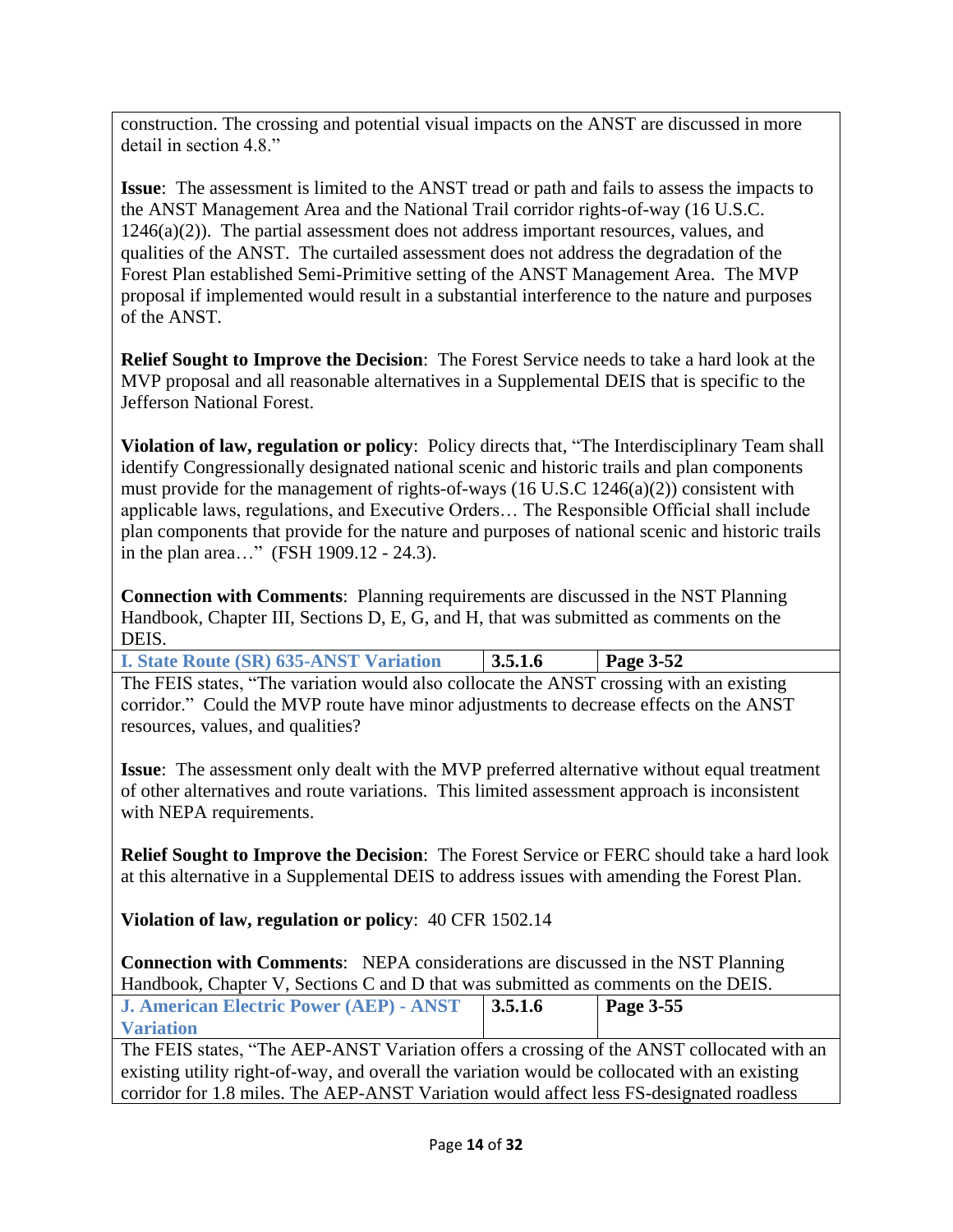construction. The crossing and potential visual impacts on the ANST are discussed in more detail in section 4.8."

**Issue**: The assessment is limited to the ANST tread or path and fails to assess the impacts to the ANST Management Area and the National Trail corridor rights-of-way (16 U.S.C. 1246(a)(2)). The partial assessment does not address important resources, values, and qualities of the ANST. The curtailed assessment does not address the degradation of the Forest Plan established Semi-Primitive setting of the ANST Management Area. The MVP proposal if implemented would result in a substantial interference to the nature and purposes of the ANST.

**Relief Sought to Improve the Decision**: The Forest Service needs to take a hard look at the MVP proposal and all reasonable alternatives in a Supplemental DEIS that is specific to the Jefferson National Forest.

**Violation of law, regulation or policy**: Policy directs that, "The Interdisciplinary Team shall identify Congressionally designated national scenic and historic trails and plan components must provide for the management of rights-of-ways (16 U.S.C 1246(a)(2)) consistent with applicable laws, regulations, and Executive Orders… The Responsible Official shall include plan components that provide for the nature and purposes of national scenic and historic trails in the plan area…" (FSH 1909.12 - 24.3).

**Connection with Comments**: Planning requirements are discussed in the NST Planning Handbook, Chapter III, Sections D, E, G, and H, that was submitted as comments on the DEIS.

| **I. State Route (SR) 635-ANST Variation** | **3.5.1.6** | **Page 3-52** |
|---|---|---|

The FEIS states, "The variation would also collocate the ANST crossing with an existing corridor." Could the MVP route have minor adjustments to decrease effects on the ANST resources, values, and qualities?

**Issue**: The assessment only dealt with the MVP preferred alternative without equal treatment of other alternatives and route variations. This limited assessment approach is inconsistent with NEPA requirements.

**Relief Sought to Improve the Decision**: The Forest Service or FERC should take a hard look at this alternative in a Supplemental DEIS to address issues with amending the Forest Plan.

**Violation of law, regulation or policy**: 40 CFR 1502.14

**Connection with Comments**: NEPA considerations are discussed in the NST Planning Handbook, Chapter V, Sections C and D that was submitted as comments on the DEIS.

| **J. American Electric Power (AEP) - ANST Variation** | **3.5.1.6** | **Page 3-55** |
|---|---|---|

The FEIS states, "The AEP-ANST Variation offers a crossing of the ANST collocated with an existing utility right-of-way, and overall the variation would be collocated with an existing corridor for 1.8 miles. The AEP-ANST Variation would affect less FS-designated roadless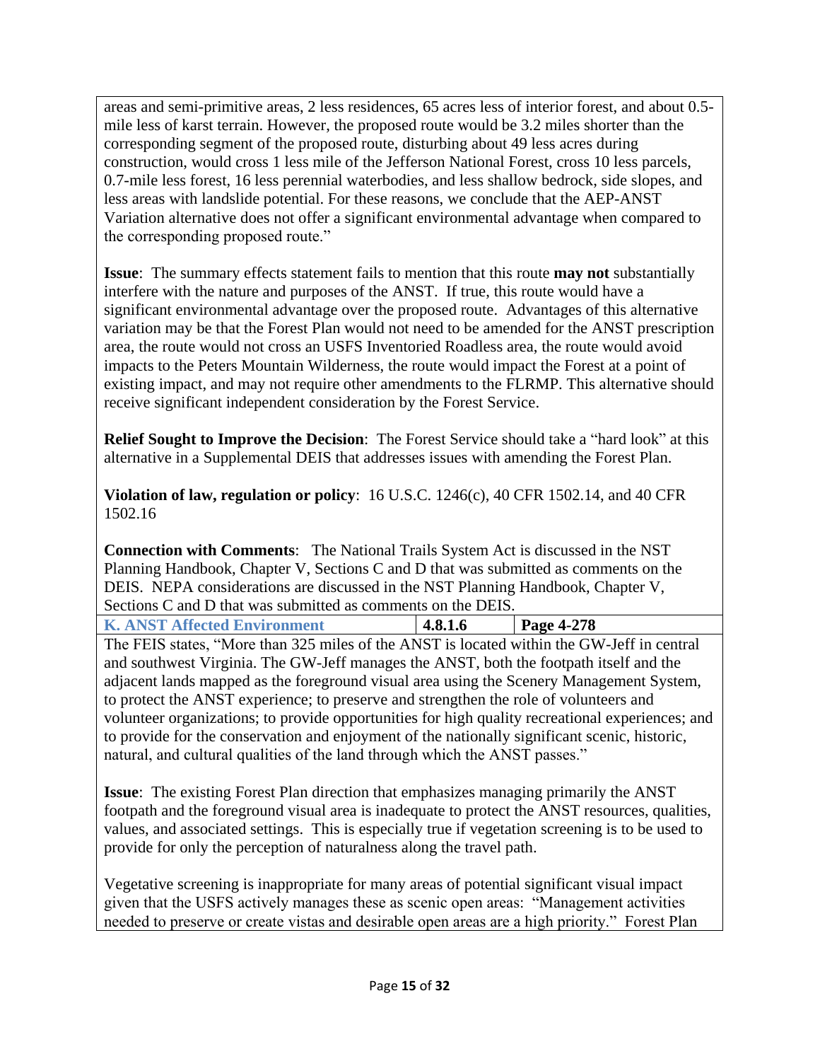areas and semi-primitive areas, 2 less residences, 65 acres less of interior forest, and about 0.5-mile less of karst terrain. However, the proposed route would be 3.2 miles shorter than the corresponding segment of the proposed route, disturbing about 49 less acres during construction, would cross 1 less mile of the Jefferson National Forest, cross 10 less parcels, 0.7-mile less forest, 16 less perennial waterbodies, and less shallow bedrock, side slopes, and less areas with landslide potential. For these reasons, we conclude that the AEP-ANST Variation alternative does not offer a significant environmental advantage when compared to the corresponding proposed route."

**Issue**: The summary effects statement fails to mention that this route **may not** substantially interfere with the nature and purposes of the ANST. If true, this route would have a significant environmental advantage over the proposed route. Advantages of this alternative variation may be that the Forest Plan would not need to be amended for the ANST prescription area, the route would not cross an USFS Inventoried Roadless area, the route would avoid impacts to the Peters Mountain Wilderness, the route would impact the Forest at a point of existing impact, and may not require other amendments to the FLRMP. This alternative should receive significant independent consideration by the Forest Service.

**Relief Sought to Improve the Decision**: The Forest Service should take a "hard look" at this alternative in a Supplemental DEIS that addresses issues with amending the Forest Plan.

**Violation of law, regulation or policy**: 16 U.S.C. 1246(c), 40 CFR 1502.14, and 40 CFR 1502.16

**Connection with Comments**: The National Trails System Act is discussed in the NST Planning Handbook, Chapter V, Sections C and D that was submitted as comments on the DEIS. NEPA considerations are discussed in the NST Planning Handbook, Chapter V, Sections C and D that was submitted as comments on the DEIS.

| K. ANST Affected Environment | 4.8.1.6 | Page 4-278 |
|---|---|---|

The FEIS states, "More than 325 miles of the ANST is located within the GW-Jeff in central and southwest Virginia. The GW-Jeff manages the ANST, both the footpath itself and the adjacent lands mapped as the foreground visual area using the Scenery Management System, to protect the ANST experience; to preserve and strengthen the role of volunteers and volunteer organizations; to provide opportunities for high quality recreational experiences; and to provide for the conservation and enjoyment of the nationally significant scenic, historic, natural, and cultural qualities of the land through which the ANST passes."

**Issue**: The existing Forest Plan direction that emphasizes managing primarily the ANST footpath and the foreground visual area is inadequate to protect the ANST resources, qualities, values, and associated settings. This is especially true if vegetation screening is to be used to provide for only the perception of naturalness along the travel path.

Vegetative screening is inappropriate for many areas of potential significant visual impact given that the USFS actively manages these as scenic open areas: "Management activities needed to preserve or create vistas and desirable open areas are a high priority." Forest Plan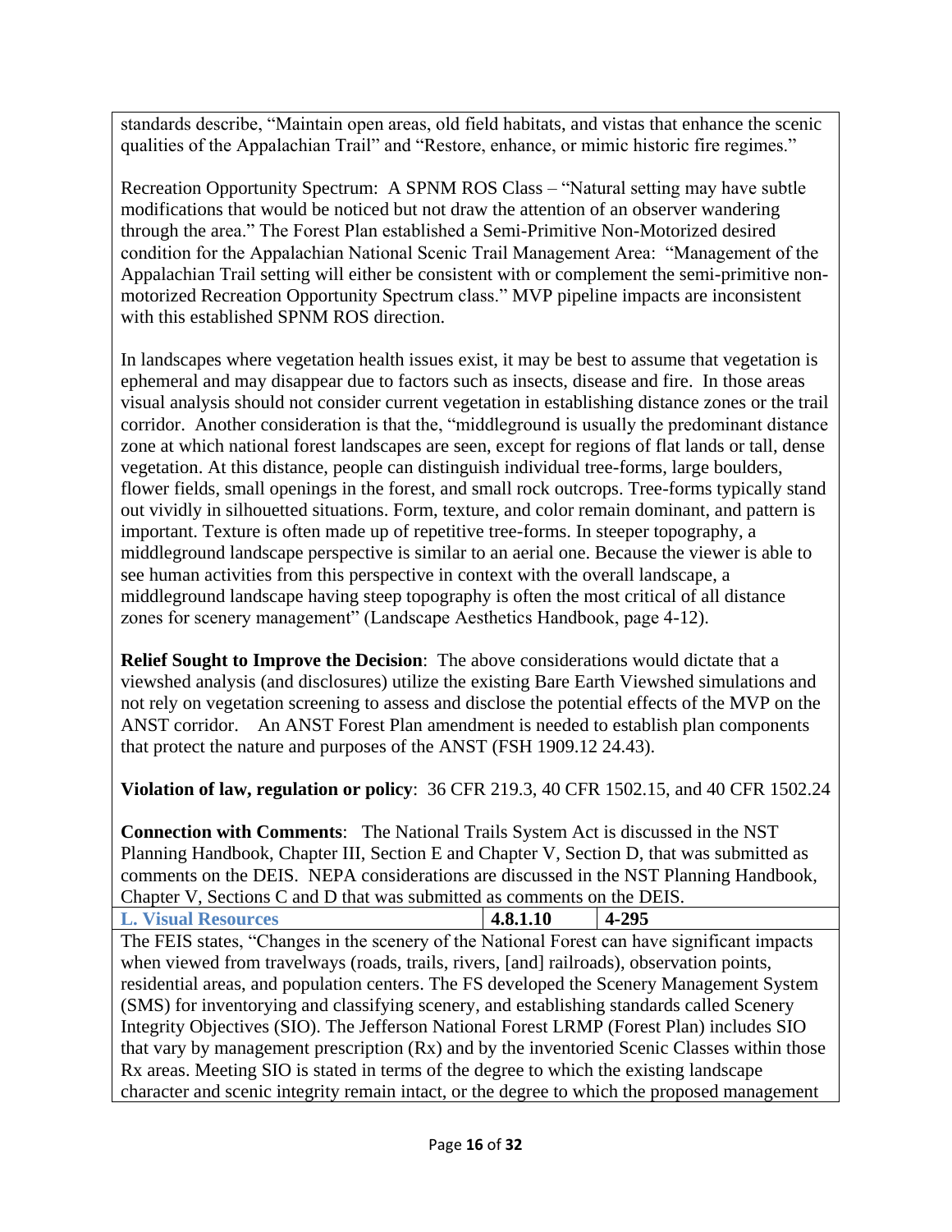standards describe, "Maintain open areas, old field habitats, and vistas that enhance the scenic qualities of the Appalachian Trail" and "Restore, enhance, or mimic historic fire regimes."

Recreation Opportunity Spectrum: A SPNM ROS Class – "Natural setting may have subtle modifications that would be noticed but not draw the attention of an observer wandering through the area." The Forest Plan established a Semi-Primitive Non-Motorized desired condition for the Appalachian National Scenic Trail Management Area: "Management of the Appalachian Trail setting will either be consistent with or complement the semi-primitive non-motorized Recreation Opportunity Spectrum class." MVP pipeline impacts are inconsistent with this established SPNM ROS direction.

In landscapes where vegetation health issues exist, it may be best to assume that vegetation is ephemeral and may disappear due to factors such as insects, disease and fire. In those areas visual analysis should not consider current vegetation in establishing distance zones or the trail corridor. Another consideration is that the, "middleground is usually the predominant distance zone at which national forest landscapes are seen, except for regions of flat lands or tall, dense vegetation. At this distance, people can distinguish individual tree-forms, large boulders, flower fields, small openings in the forest, and small rock outcrops. Tree-forms typically stand out vividly in silhouetted situations. Form, texture, and color remain dominant, and pattern is important. Texture is often made up of repetitive tree-forms. In steeper topography, a middleground landscape perspective is similar to an aerial one. Because the viewer is able to see human activities from this perspective in context with the overall landscape, a middleground landscape having steep topography is often the most critical of all distance zones for scenery management" (Landscape Aesthetics Handbook, page 4-12).

**Relief Sought to Improve the Decision**: The above considerations would dictate that a viewshed analysis (and disclosures) utilize the existing Bare Earth Viewshed simulations and not rely on vegetation screening to assess and disclose the potential effects of the MVP on the ANST corridor. An ANST Forest Plan amendment is needed to establish plan components that protect the nature and purposes of the ANST (FSH 1909.12 24.43).

**Violation of law, regulation or policy**: 36 CFR 219.3, 40 CFR 1502.15, and 40 CFR 1502.24

**Connection with Comments**: The National Trails System Act is discussed in the NST Planning Handbook, Chapter III, Section E and Chapter V, Section D, that was submitted as comments on the DEIS. NEPA considerations are discussed in the NST Planning Handbook, Chapter V, Sections C and D that was submitted as comments on the DEIS.

| **L. Visual Resources** | **4.8.1.10** | **4-295** |
|---|---|---|

The FEIS states, "Changes in the scenery of the National Forest can have significant impacts when viewed from travelways (roads, trails, rivers, [and] railroads), observation points, residential areas, and population centers. The FS developed the Scenery Management System (SMS) for inventorying and classifying scenery, and establishing standards called Scenery Integrity Objectives (SIO). The Jefferson National Forest LRMP (Forest Plan) includes SIO that vary by management prescription (Rx) and by the inventoried Scenic Classes within those Rx areas. Meeting SIO is stated in terms of the degree to which the existing landscape character and scenic integrity remain intact, or the degree to which the proposed management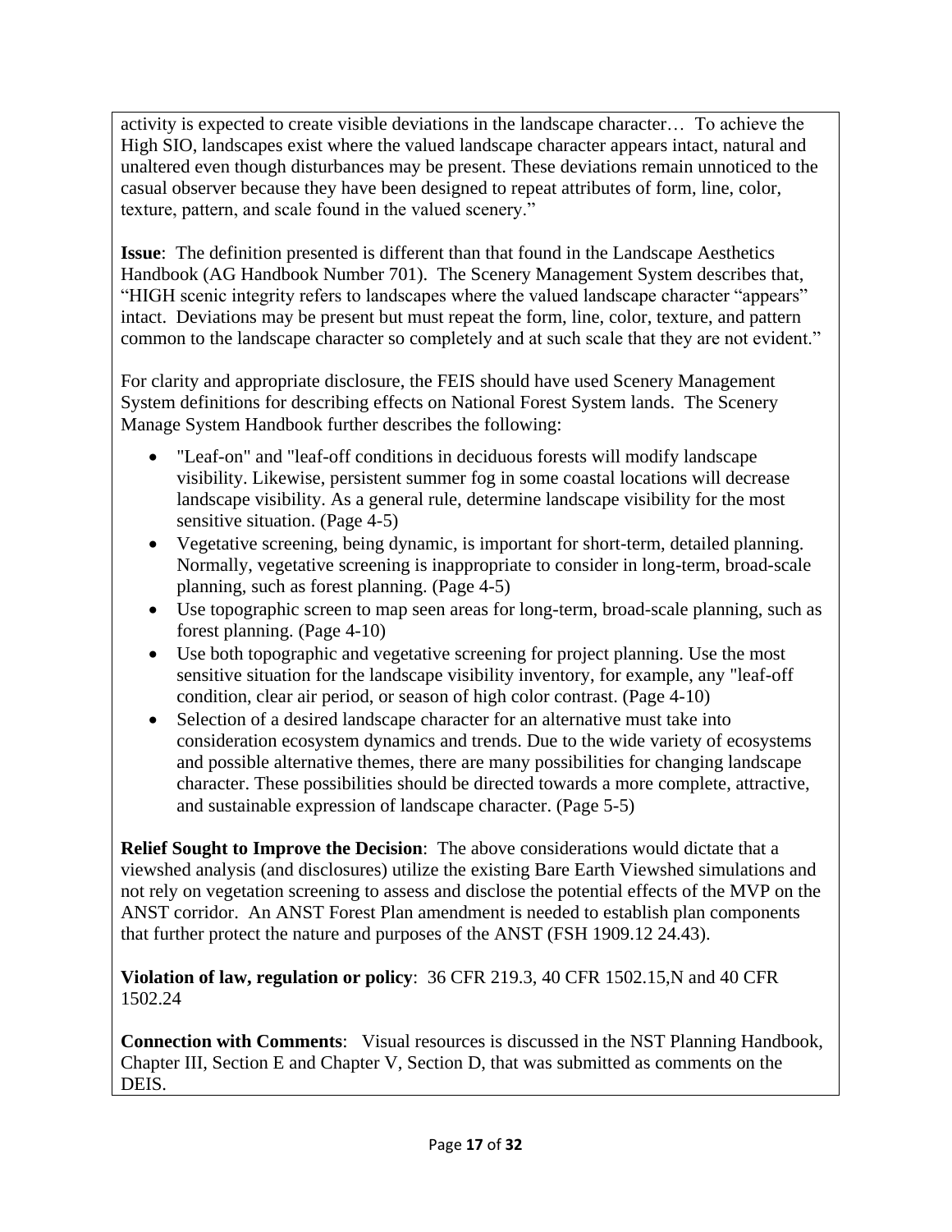activity is expected to create visible deviations in the landscape character… To achieve the High SIO, landscapes exist where the valued landscape character appears intact, natural and unaltered even though disturbances may be present. These deviations remain unnoticed to the casual observer because they have been designed to repeat attributes of form, line, color, texture, pattern, and scale found in the valued scenery."

**Issue**: The definition presented is different than that found in the Landscape Aesthetics Handbook (AG Handbook Number 701). The Scenery Management System describes that, "HIGH scenic integrity refers to landscapes where the valued landscape character "appears" intact. Deviations may be present but must repeat the form, line, color, texture, and pattern common to the landscape character so completely and at such scale that they are not evident."

For clarity and appropriate disclosure, the FEIS should have used Scenery Management System definitions for describing effects on National Forest System lands. The Scenery Manage System Handbook further describes the following:

- "Leaf-on" and "leaf-off conditions in deciduous forests will modify landscape visibility. Likewise, persistent summer fog in some coastal locations will decrease landscape visibility. As a general rule, determine landscape visibility for the most sensitive situation. (Page 4-5)
- Vegetative screening, being dynamic, is important for short-term, detailed planning. Normally, vegetative screening is inappropriate to consider in long-term, broad-scale planning, such as forest planning. (Page 4-5)
- Use topographic screen to map seen areas for long-term, broad-scale planning, such as forest planning. (Page 4-10)
- Use both topographic and vegetative screening for project planning. Use the most sensitive situation for the landscape visibility inventory, for example, any "leaf-off condition, clear air period, or season of high color contrast. (Page 4-10)
- Selection of a desired landscape character for an alternative must take into consideration ecosystem dynamics and trends. Due to the wide variety of ecosystems and possible alternative themes, there are many possibilities for changing landscape character. These possibilities should be directed towards a more complete, attractive, and sustainable expression of landscape character. (Page 5-5)

**Relief Sought to Improve the Decision**: The above considerations would dictate that a viewshed analysis (and disclosures) utilize the existing Bare Earth Viewshed simulations and not rely on vegetation screening to assess and disclose the potential effects of the MVP on the ANST corridor. An ANST Forest Plan amendment is needed to establish plan components that further protect the nature and purposes of the ANST (FSH 1909.12 24.43).

**Violation of law, regulation or policy**: 36 CFR 219.3, 40 CFR 1502.15,N and 40 CFR 1502.24

**Connection with Comments**: Visual resources is discussed in the NST Planning Handbook, Chapter III, Section E and Chapter V, Section D, that was submitted as comments on the DEIS.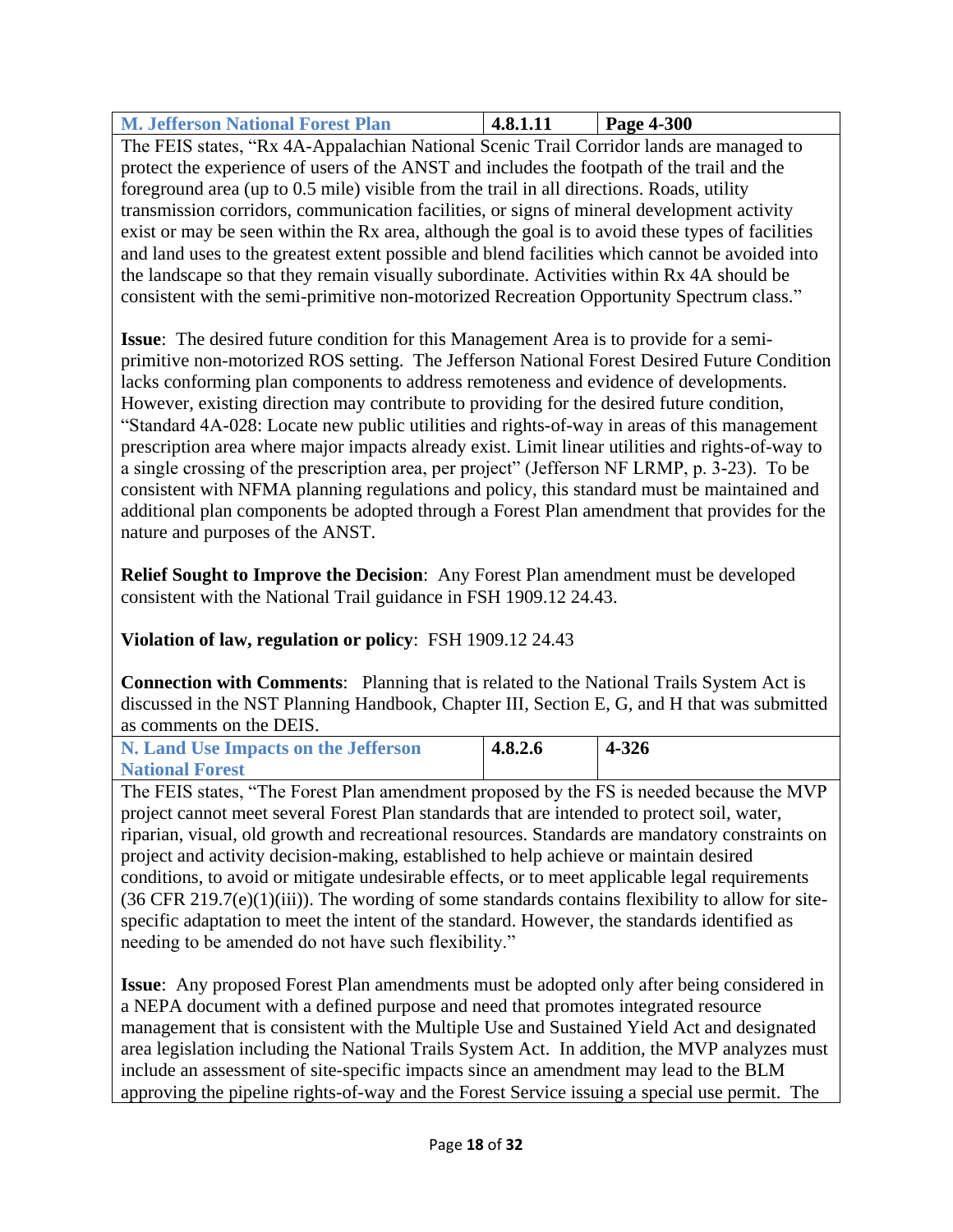| M. Jefferson National Forest Plan | 4.8.1.11 | Page 4-300 |
|---|---|---|

The FEIS states, "Rx 4A-Appalachian National Scenic Trail Corridor lands are managed to protect the experience of users of the ANST and includes the footpath of the trail and the foreground area (up to 0.5 mile) visible from the trail in all directions. Roads, utility transmission corridors, communication facilities, or signs of mineral development activity exist or may be seen within the Rx area, although the goal is to avoid these types of facilities and land uses to the greatest extent possible and blend facilities which cannot be avoided into the landscape so that they remain visually subordinate. Activities within Rx 4A should be consistent with the semi-primitive non-motorized Recreation Opportunity Spectrum class."

**Issue**: The desired future condition for this Management Area is to provide for a semi-primitive non-motorized ROS setting. The Jefferson National Forest Desired Future Condition lacks conforming plan components to address remoteness and evidence of developments. However, existing direction may contribute to providing for the desired future condition, "Standard 4A-028: Locate new public utilities and rights-of-way in areas of this management prescription area where major impacts already exist. Limit linear utilities and rights-of-way to a single crossing of the prescription area, per project" (Jefferson NF LRMP, p. 3-23). To be consistent with NFMA planning regulations and policy, this standard must be maintained and additional plan components be adopted through a Forest Plan amendment that provides for the nature and purposes of the ANST.

**Relief Sought to Improve the Decision**: Any Forest Plan amendment must be developed consistent with the National Trail guidance in FSH 1909.12 24.43.

**Violation of law, regulation or policy**: FSH 1909.12 24.43

**Connection with Comments**: Planning that is related to the National Trails System Act is discussed in the NST Planning Handbook, Chapter III, Section E, G, and H that was submitted as comments on the DEIS.

| N. Land Use Impacts on the Jefferson National Forest | 4.8.2.6 | 4-326 |
|---|---|---|

The FEIS states, "The Forest Plan amendment proposed by the FS is needed because the MVP project cannot meet several Forest Plan standards that are intended to protect soil, water, riparian, visual, old growth and recreational resources. Standards are mandatory constraints on project and activity decision-making, established to help achieve or maintain desired conditions, to avoid or mitigate undesirable effects, or to meet applicable legal requirements (36 CFR 219.7(e)(1)(iii)). The wording of some standards contains flexibility to allow for site-specific adaptation to meet the intent of the standard. However, the standards identified as needing to be amended do not have such flexibility."

**Issue**: Any proposed Forest Plan amendments must be adopted only after being considered in a NEPA document with a defined purpose and need that promotes integrated resource management that is consistent with the Multiple Use and Sustained Yield Act and designated area legislation including the National Trails System Act. In addition, the MVP analyzes must include an assessment of site-specific impacts since an amendment may lead to the BLM approving the pipeline rights-of-way and the Forest Service issuing a special use permit. The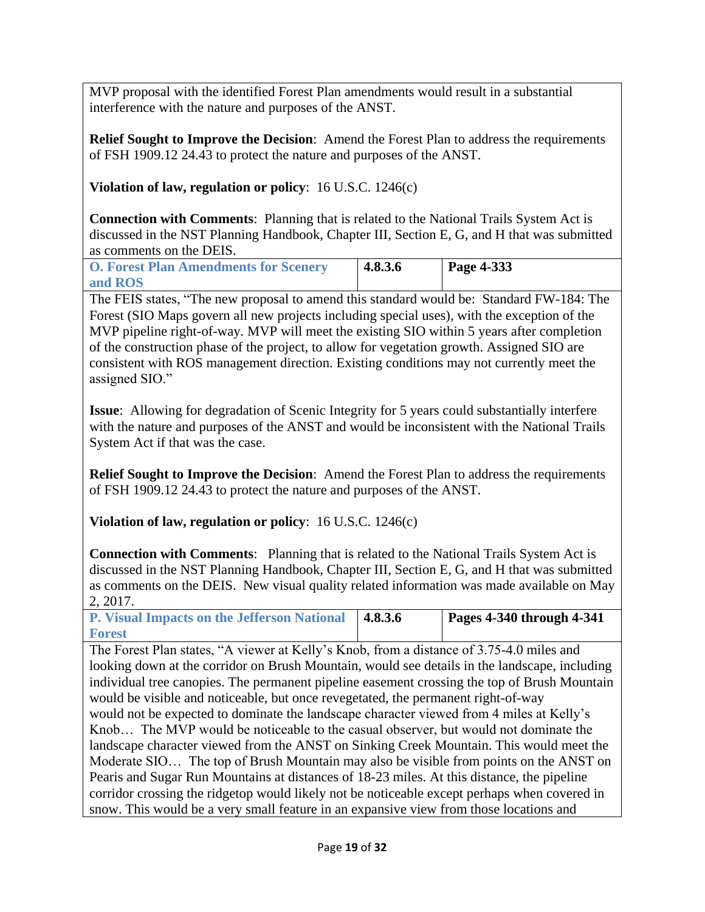MVP proposal with the identified Forest Plan amendments would result in a substantial interference with the nature and purposes of the ANST.

**Relief Sought to Improve the Decision**: Amend the Forest Plan to address the requirements of FSH 1909.12 24.43 to protect the nature and purposes of the ANST.

**Violation of law, regulation or policy**: 16 U.S.C. 1246(c)

**Connection with Comments**: Planning that is related to the National Trails System Act is discussed in the NST Planning Handbook, Chapter III, Section E, G, and H that was submitted as comments on the DEIS.

| **O. Forest Plan Amendments for Scenery and ROS** | **4.8.3.6** | **Page 4-333** |
|---|---|---|

The FEIS states, "The new proposal to amend this standard would be: Standard FW-184: The Forest (SIO Maps govern all new projects including special uses), with the exception of the MVP pipeline right-of-way. MVP will meet the existing SIO within 5 years after completion of the construction phase of the project, to allow for vegetation growth. Assigned SIO are consistent with ROS management direction. Existing conditions may not currently meet the assigned SIO."

**Issue**: Allowing for degradation of Scenic Integrity for 5 years could substantially interfere with the nature and purposes of the ANST and would be inconsistent with the National Trails System Act if that was the case.

**Relief Sought to Improve the Decision**: Amend the Forest Plan to address the requirements of FSH 1909.12 24.43 to protect the nature and purposes of the ANST.

**Violation of law, regulation or policy**: 16 U.S.C. 1246(c)

**Connection with Comments**: Planning that is related to the National Trails System Act is discussed in the NST Planning Handbook, Chapter III, Section E, G, and H that was submitted as comments on the DEIS. New visual quality related information was made available on May 2, 2017.

| **P. Visual Impacts on the Jefferson National Forest** | **4.8.3.6** | **Pages 4-340 through 4-341** |
|---|---|---|

The Forest Plan states, "A viewer at Kelly's Knob, from a distance of 3.75-4.0 miles and looking down at the corridor on Brush Mountain, would see details in the landscape, including individual tree canopies. The permanent pipeline easement crossing the top of Brush Mountain would be visible and noticeable, but once revegetated, the permanent right-of-way would not be expected to dominate the landscape character viewed from 4 miles at Kelly's Knob… The MVP would be noticeable to the casual observer, but would not dominate the landscape character viewed from the ANST on Sinking Creek Mountain. This would meet the Moderate SIO… The top of Brush Mountain may also be visible from points on the ANST on Pearis and Sugar Run Mountains at distances of 18-23 miles. At this distance, the pipeline corridor crossing the ridgetop would likely not be noticeable except perhaps when covered in snow. This would be a very small feature in an expansive view from those locations and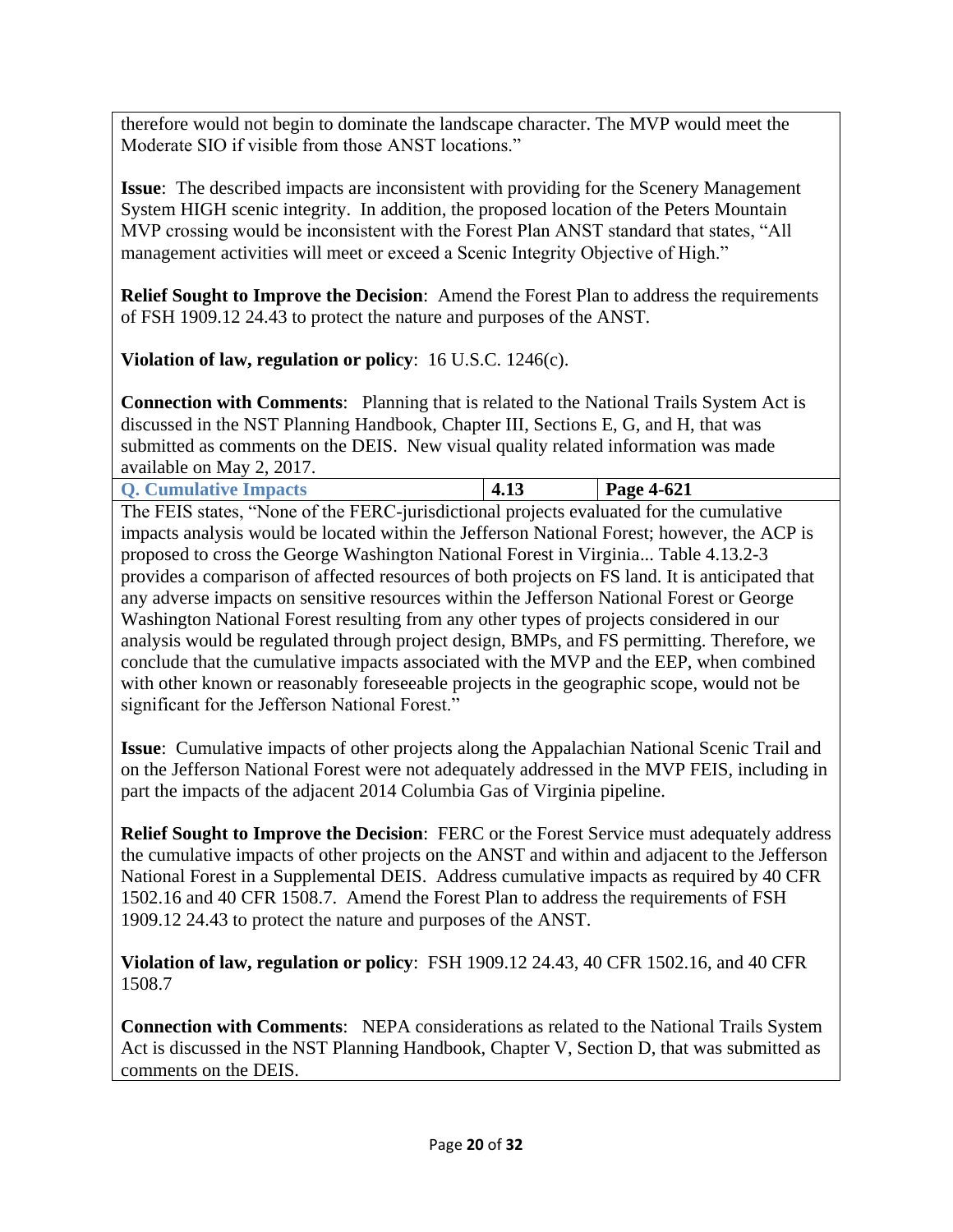therefore would not begin to dominate the landscape character. The MVP would meet the Moderate SIO if visible from those ANST locations."

**Issue**: The described impacts are inconsistent with providing for the Scenery Management System HIGH scenic integrity. In addition, the proposed location of the Peters Mountain MVP crossing would be inconsistent with the Forest Plan ANST standard that states, "All management activities will meet or exceed a Scenic Integrity Objective of High."

**Relief Sought to Improve the Decision**: Amend the Forest Plan to address the requirements of FSH 1909.12 24.43 to protect the nature and purposes of the ANST.

**Violation of law, regulation or policy**: 16 U.S.C. 1246(c).

**Connection with Comments**: Planning that is related to the National Trails System Act is discussed in the NST Planning Handbook, Chapter III, Sections E, G, and H, that was submitted as comments on the DEIS. New visual quality related information was made available on May 2, 2017.

| Q. Cumulative Impacts | 4.13 | Page 4-621 |
|---|---|---|

The FEIS states, "None of the FERC-jurisdictional projects evaluated for the cumulative impacts analysis would be located within the Jefferson National Forest; however, the ACP is proposed to cross the George Washington National Forest in Virginia... Table 4.13.2-3 provides a comparison of affected resources of both projects on FS land. It is anticipated that any adverse impacts on sensitive resources within the Jefferson National Forest or George Washington National Forest resulting from any other types of projects considered in our analysis would be regulated through project design, BMPs, and FS permitting. Therefore, we conclude that the cumulative impacts associated with the MVP and the EEP, when combined with other known or reasonably foreseeable projects in the geographic scope, would not be significant for the Jefferson National Forest."

**Issue**: Cumulative impacts of other projects along the Appalachian National Scenic Trail and on the Jefferson National Forest were not adequately addressed in the MVP FEIS, including in part the impacts of the adjacent 2014 Columbia Gas of Virginia pipeline.

**Relief Sought to Improve the Decision**: FERC or the Forest Service must adequately address the cumulative impacts of other projects on the ANST and within and adjacent to the Jefferson National Forest in a Supplemental DEIS. Address cumulative impacts as required by 40 CFR 1502.16 and 40 CFR 1508.7. Amend the Forest Plan to address the requirements of FSH 1909.12 24.43 to protect the nature and purposes of the ANST.

**Violation of law, regulation or policy**: FSH 1909.12 24.43, 40 CFR 1502.16, and 40 CFR 1508.7

**Connection with Comments**: NEPA considerations as related to the National Trails System Act is discussed in the NST Planning Handbook, Chapter V, Section D, that was submitted as comments on the DEIS.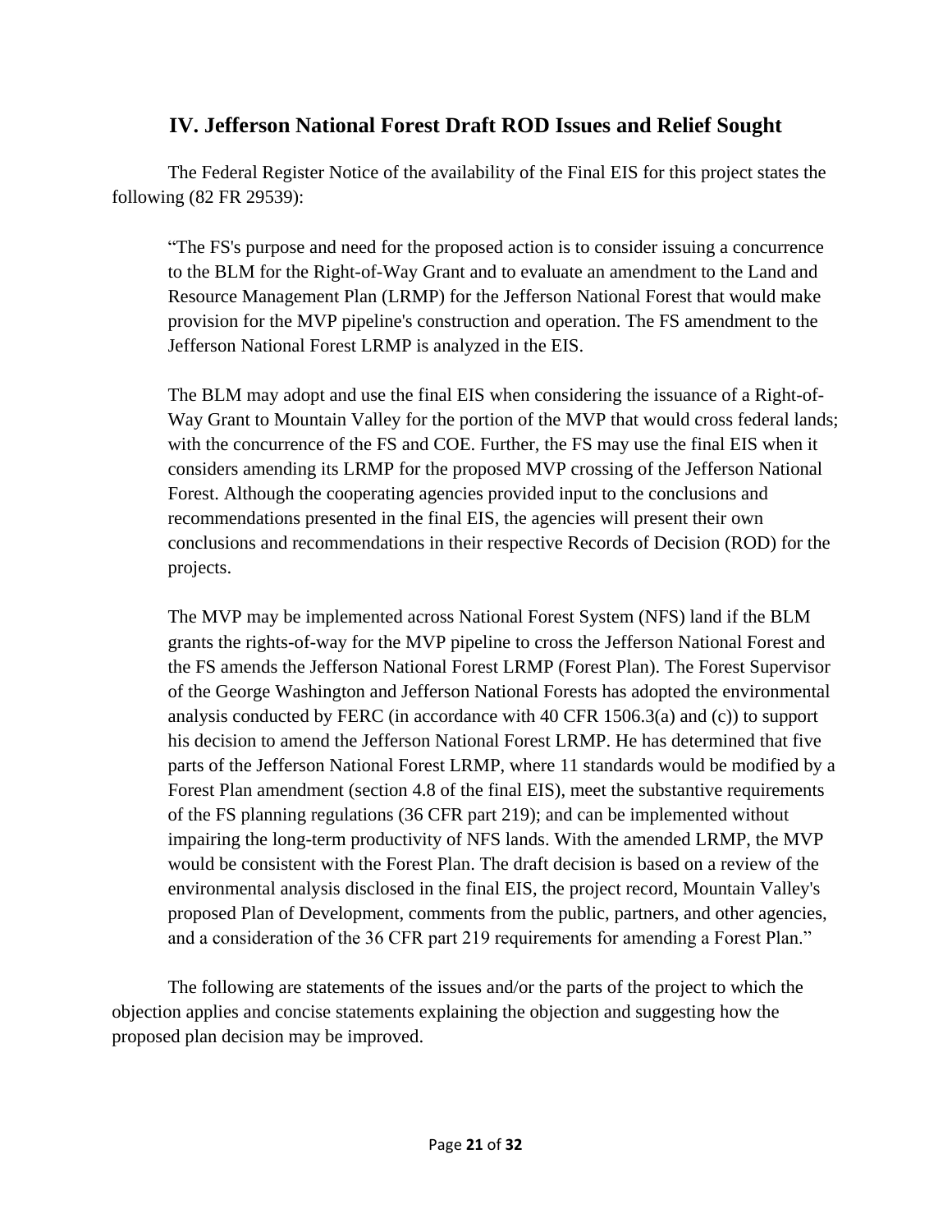## IV. Jefferson National Forest Draft ROD Issues and Relief Sought

The Federal Register Notice of the availability of the Final EIS for this project states the following (82 FR 29539):

> "The FS's purpose and need for the proposed action is to consider issuing a concurrence to the BLM for the Right-of-Way Grant and to evaluate an amendment to the Land and Resource Management Plan (LRMP) for the Jefferson National Forest that would make provision for the MVP pipeline's construction and operation. The FS amendment to the Jefferson National Forest LRMP is analyzed in the EIS.
>
> The BLM may adopt and use the final EIS when considering the issuance of a Right-of-Way Grant to Mountain Valley for the portion of the MVP that would cross federal lands; with the concurrence of the FS and COE. Further, the FS may use the final EIS when it considers amending its LRMP for the proposed MVP crossing of the Jefferson National Forest. Although the cooperating agencies provided input to the conclusions and recommendations presented in the final EIS, the agencies will present their own conclusions and recommendations in their respective Records of Decision (ROD) for the projects.
>
> The MVP may be implemented across National Forest System (NFS) land if the BLM grants the rights-of-way for the MVP pipeline to cross the Jefferson National Forest and the FS amends the Jefferson National Forest LRMP (Forest Plan). The Forest Supervisor of the George Washington and Jefferson National Forests has adopted the environmental analysis conducted by FERC (in accordance with 40 CFR 1506.3(a) and (c)) to support his decision to amend the Jefferson National Forest LRMP. He has determined that five parts of the Jefferson National Forest LRMP, where 11 standards would be modified by a Forest Plan amendment (section 4.8 of the final EIS), meet the substantive requirements of the FS planning regulations (36 CFR part 219); and can be implemented without impairing the long-term productivity of NFS lands. With the amended LRMP, the MVP would be consistent with the Forest Plan. The draft decision is based on a review of the environmental analysis disclosed in the final EIS, the project record, Mountain Valley's proposed Plan of Development, comments from the public, partners, and other agencies, and a consideration of the 36 CFR part 219 requirements for amending a Forest Plan."

The following are statements of the issues and/or the parts of the project to which the objection applies and concise statements explaining the objection and suggesting how the proposed plan decision may be improved.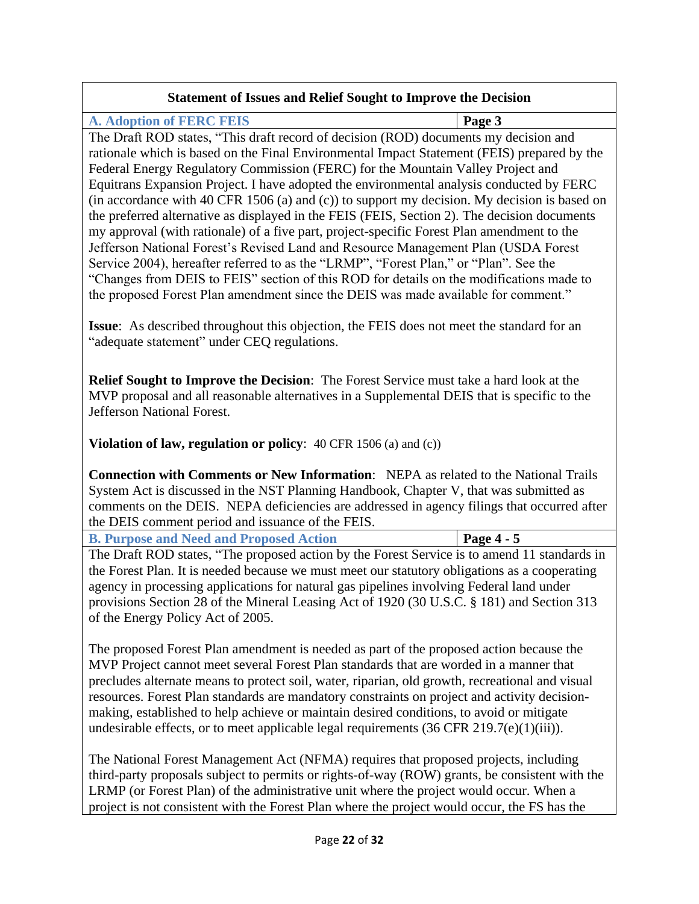## Statement of Issues and Relief Sought to Improve the Decision

| **A. Adoption of FERC FEIS** | **Page 3** |
|---|---|

The Draft ROD states, "This draft record of decision (ROD) documents my decision and rationale which is based on the Final Environmental Impact Statement (FEIS) prepared by the Federal Energy Regulatory Commission (FERC) for the Mountain Valley Project and Equitrans Expansion Project. I have adopted the environmental analysis conducted by FERC (in accordance with 40 CFR 1506 (a) and (c)) to support my decision. My decision is based on the preferred alternative as displayed in the FEIS (FEIS, Section 2). The decision documents my approval (with rationale) of a five part, project-specific Forest Plan amendment to the Jefferson National Forest's Revised Land and Resource Management Plan (USDA Forest Service 2004), hereafter referred to as the "LRMP", "Forest Plan," or "Plan". See the "Changes from DEIS to FEIS" section of this ROD for details on the modifications made to the proposed Forest Plan amendment since the DEIS was made available for comment."

**Issue**: As described throughout this objection, the FEIS does not meet the standard for an "adequate statement" under CEQ regulations.

**Relief Sought to Improve the Decision**: The Forest Service must take a hard look at the MVP proposal and all reasonable alternatives in a Supplemental DEIS that is specific to the Jefferson National Forest.

**Violation of law, regulation or policy**: 40 CFR 1506 (a) and (c))

**Connection with Comments or New Information**: NEPA as related to the National Trails System Act is discussed in the NST Planning Handbook, Chapter V, that was submitted as comments on the DEIS. NEPA deficiencies are addressed in agency filings that occurred after the DEIS comment period and issuance of the FEIS.

| **B. Purpose and Need and Proposed Action** | **Page 4 - 5** |
|---|---|

The Draft ROD states, "The proposed action by the Forest Service is to amend 11 standards in the Forest Plan. It is needed because we must meet our statutory obligations as a cooperating agency in processing applications for natural gas pipelines involving Federal land under provisions Section 28 of the Mineral Leasing Act of 1920 (30 U.S.C. § 181) and Section 313 of the Energy Policy Act of 2005.

The proposed Forest Plan amendment is needed as part of the proposed action because the MVP Project cannot meet several Forest Plan standards that are worded in a manner that precludes alternate means to protect soil, water, riparian, old growth, recreational and visual resources. Forest Plan standards are mandatory constraints on project and activity decision-making, established to help achieve or maintain desired conditions, to avoid or mitigate undesirable effects, or to meet applicable legal requirements (36 CFR 219.7(e)(1)(iii)).

The National Forest Management Act (NFMA) requires that proposed projects, including third-party proposals subject to permits or rights-of-way (ROW) grants, be consistent with the LRMP (or Forest Plan) of the administrative unit where the project would occur. When a project is not consistent with the Forest Plan where the project would occur, the FS has the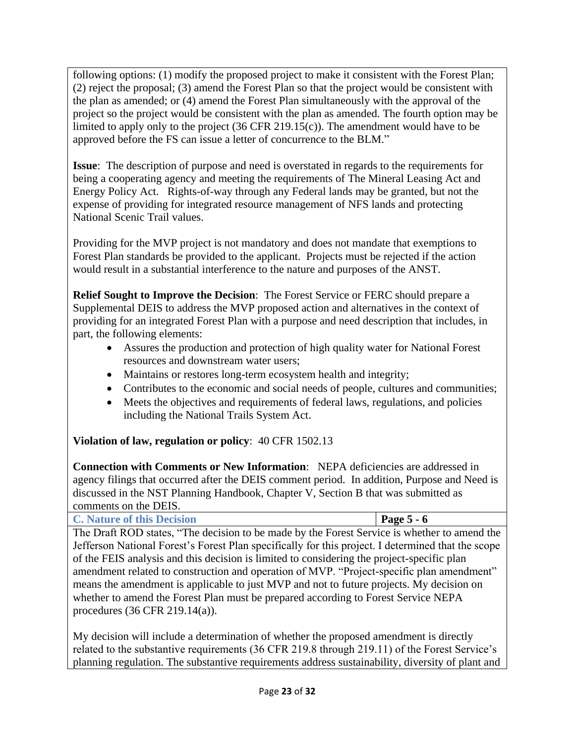following options: (1) modify the proposed project to make it consistent with the Forest Plan; (2) reject the proposal; (3) amend the Forest Plan so that the project would be consistent with the plan as amended; or (4) amend the Forest Plan simultaneously with the approval of the project so the project would be consistent with the plan as amended. The fourth option may be limited to apply only to the project (36 CFR 219.15(c)). The amendment would have to be approved before the FS can issue a letter of concurrence to the BLM."

**Issue**: The description of purpose and need is overstated in regards to the requirements for being a cooperating agency and meeting the requirements of The Mineral Leasing Act and Energy Policy Act. Rights-of-way through any Federal lands may be granted, but not the expense of providing for integrated resource management of NFS lands and protecting National Scenic Trail values.

Providing for the MVP project is not mandatory and does not mandate that exemptions to Forest Plan standards be provided to the applicant. Projects must be rejected if the action would result in a substantial interference to the nature and purposes of the ANST.

**Relief Sought to Improve the Decision**: The Forest Service or FERC should prepare a Supplemental DEIS to address the MVP proposed action and alternatives in the context of providing for an integrated Forest Plan with a purpose and need description that includes, in part, the following elements:

- Assures the production and protection of high quality water for National Forest resources and downstream water users;
- Maintains or restores long-term ecosystem health and integrity;
- Contributes to the economic and social needs of people, cultures and communities;
- Meets the objectives and requirements of federal laws, regulations, and policies including the National Trails System Act.

**Violation of law, regulation or policy**: 40 CFR 1502.13

**Connection with Comments or New Information**: NEPA deficiencies are addressed in agency filings that occurred after the DEIS comment period. In addition, Purpose and Need is discussed in the NST Planning Handbook, Chapter V, Section B that was submitted as comments on the DEIS.

| **C. Nature of this Decision** | **Page 5 - 6** |
|---|---|

The Draft ROD states, "The decision to be made by the Forest Service is whether to amend the Jefferson National Forest's Forest Plan specifically for this project. I determined that the scope of the FEIS analysis and this decision is limited to considering the project-specific plan amendment related to construction and operation of MVP. "Project-specific plan amendment" means the amendment is applicable to just MVP and not to future projects. My decision on whether to amend the Forest Plan must be prepared according to Forest Service NEPA procedures (36 CFR 219.14(a)).

My decision will include a determination of whether the proposed amendment is directly related to the substantive requirements (36 CFR 219.8 through 219.11) of the Forest Service's planning regulation. The substantive requirements address sustainability, diversity of plant and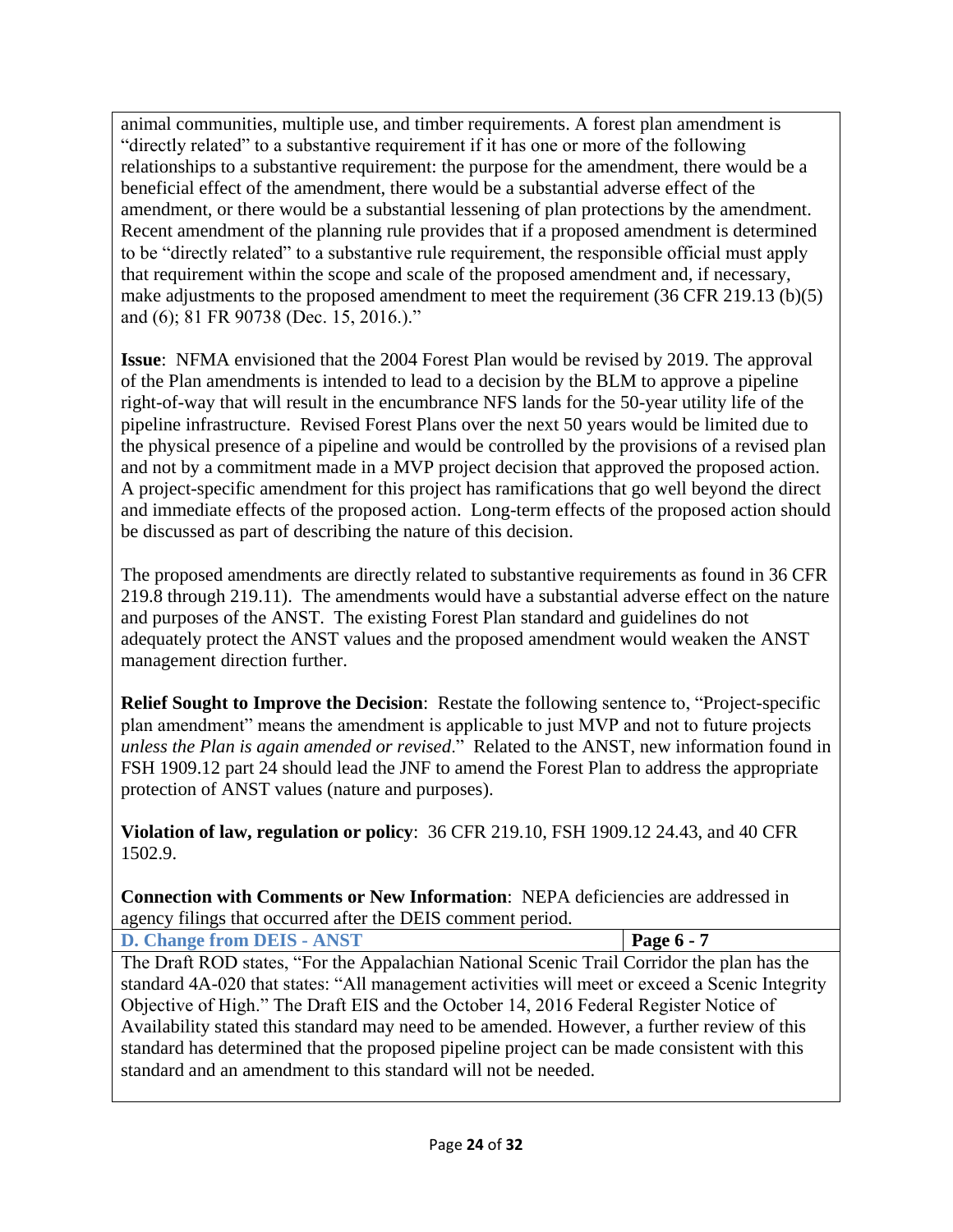animal communities, multiple use, and timber requirements. A forest plan amendment is "directly related" to a substantive requirement if it has one or more of the following relationships to a substantive requirement: the purpose for the amendment, there would be a beneficial effect of the amendment, there would be a substantial adverse effect of the amendment, or there would be a substantial lessening of plan protections by the amendment. Recent amendment of the planning rule provides that if a proposed amendment is determined to be "directly related" to a substantive rule requirement, the responsible official must apply that requirement within the scope and scale of the proposed amendment and, if necessary, make adjustments to the proposed amendment to meet the requirement (36 CFR 219.13 (b)(5) and (6); 81 FR 90738 (Dec. 15, 2016.)."

**Issue**: NFMA envisioned that the 2004 Forest Plan would be revised by 2019. The approval of the Plan amendments is intended to lead to a decision by the BLM to approve a pipeline right-of-way that will result in the encumbrance NFS lands for the 50-year utility life of the pipeline infrastructure. Revised Forest Plans over the next 50 years would be limited due to the physical presence of a pipeline and would be controlled by the provisions of a revised plan and not by a commitment made in a MVP project decision that approved the proposed action. A project-specific amendment for this project has ramifications that go well beyond the direct and immediate effects of the proposed action. Long-term effects of the proposed action should be discussed as part of describing the nature of this decision.

The proposed amendments are directly related to substantive requirements as found in 36 CFR 219.8 through 219.11). The amendments would have a substantial adverse effect on the nature and purposes of the ANST. The existing Forest Plan standard and guidelines do not adequately protect the ANST values and the proposed amendment would weaken the ANST management direction further.

**Relief Sought to Improve the Decision**: Restate the following sentence to, "Project-specific plan amendment" means the amendment is applicable to just MVP and not to future projects *unless the Plan is again amended or revised*." Related to the ANST, new information found in FSH 1909.12 part 24 should lead the JNF to amend the Forest Plan to address the appropriate protection of ANST values (nature and purposes).

**Violation of law, regulation or policy**: 36 CFR 219.10, FSH 1909.12 24.43, and 40 CFR 1502.9.

**Connection with Comments or New Information**: NEPA deficiencies are addressed in agency filings that occurred after the DEIS comment period.

| **D. Change from DEIS - ANST** | **Page 6 - 7** |
|---|---|

The Draft ROD states, "For the Appalachian National Scenic Trail Corridor the plan has the standard 4A-020 that states: "All management activities will meet or exceed a Scenic Integrity Objective of High." The Draft EIS and the October 14, 2016 Federal Register Notice of Availability stated this standard may need to be amended. However, a further review of this standard has determined that the proposed pipeline project can be made consistent with this standard and an amendment to this standard will not be needed.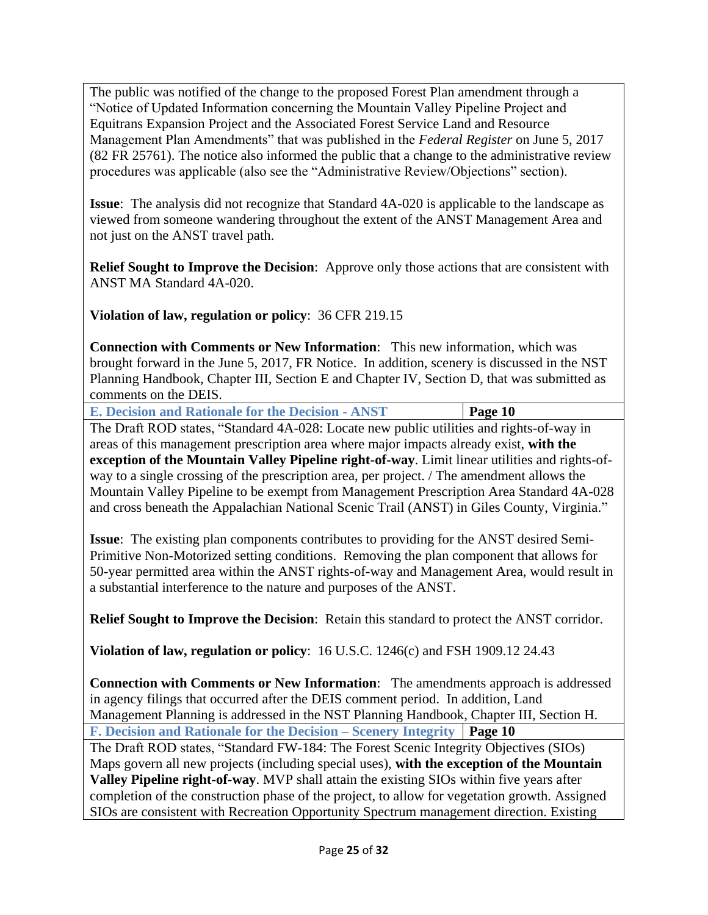The public was notified of the change to the proposed Forest Plan amendment through a "Notice of Updated Information concerning the Mountain Valley Pipeline Project and Equitrans Expansion Project and the Associated Forest Service Land and Resource Management Plan Amendments" that was published in the *Federal Register* on June 5, 2017 (82 FR 25761). The notice also informed the public that a change to the administrative review procedures was applicable (also see the "Administrative Review/Objections" section).

**Issue**: The analysis did not recognize that Standard 4A-020 is applicable to the landscape as viewed from someone wandering throughout the extent of the ANST Management Area and not just on the ANST travel path.

**Relief Sought to Improve the Decision**: Approve only those actions that are consistent with ANST MA Standard 4A-020.

**Violation of law, regulation or policy**: 36 CFR 219.15

**Connection with Comments or New Information**: This new information, which was brought forward in the June 5, 2017, FR Notice. In addition, scenery is discussed in the NST Planning Handbook, Chapter III, Section E and Chapter IV, Section D, that was submitted as comments on the DEIS.

| **E. Decision and Rationale for the Decision - ANST** | **Page 10** |
|---|---|

The Draft ROD states, "Standard 4A-028: Locate new public utilities and rights-of-way in areas of this management prescription area where major impacts already exist, **with the exception of the Mountain Valley Pipeline right-of-way**. Limit linear utilities and rights-of-way to a single crossing of the prescription area, per project. / The amendment allows the Mountain Valley Pipeline to be exempt from Management Prescription Area Standard 4A-028 and cross beneath the Appalachian National Scenic Trail (ANST) in Giles County, Virginia."

**Issue**: The existing plan components contributes to providing for the ANST desired Semi-Primitive Non-Motorized setting conditions. Removing the plan component that allows for 50-year permitted area within the ANST rights-of-way and Management Area, would result in a substantial interference to the nature and purposes of the ANST.

**Relief Sought to Improve the Decision**: Retain this standard to protect the ANST corridor.

**Violation of law, regulation or policy**: 16 U.S.C. 1246(c) and FSH 1909.12 24.43

**Connection with Comments or New Information**: The amendments approach is addressed in agency filings that occurred after the DEIS comment period. In addition, Land Management Planning is addressed in the NST Planning Handbook, Chapter III, Section H.

| **F. Decision and Rationale for the Decision – Scenery Integrity** | **Page 10** |
|---|---|

The Draft ROD states, "Standard FW-184: The Forest Scenic Integrity Objectives (SIOs) Maps govern all new projects (including special uses), **with the exception of the Mountain Valley Pipeline right-of-way**. MVP shall attain the existing SIOs within five years after completion of the construction phase of the project, to allow for vegetation growth. Assigned SIOs are consistent with Recreation Opportunity Spectrum management direction. Existing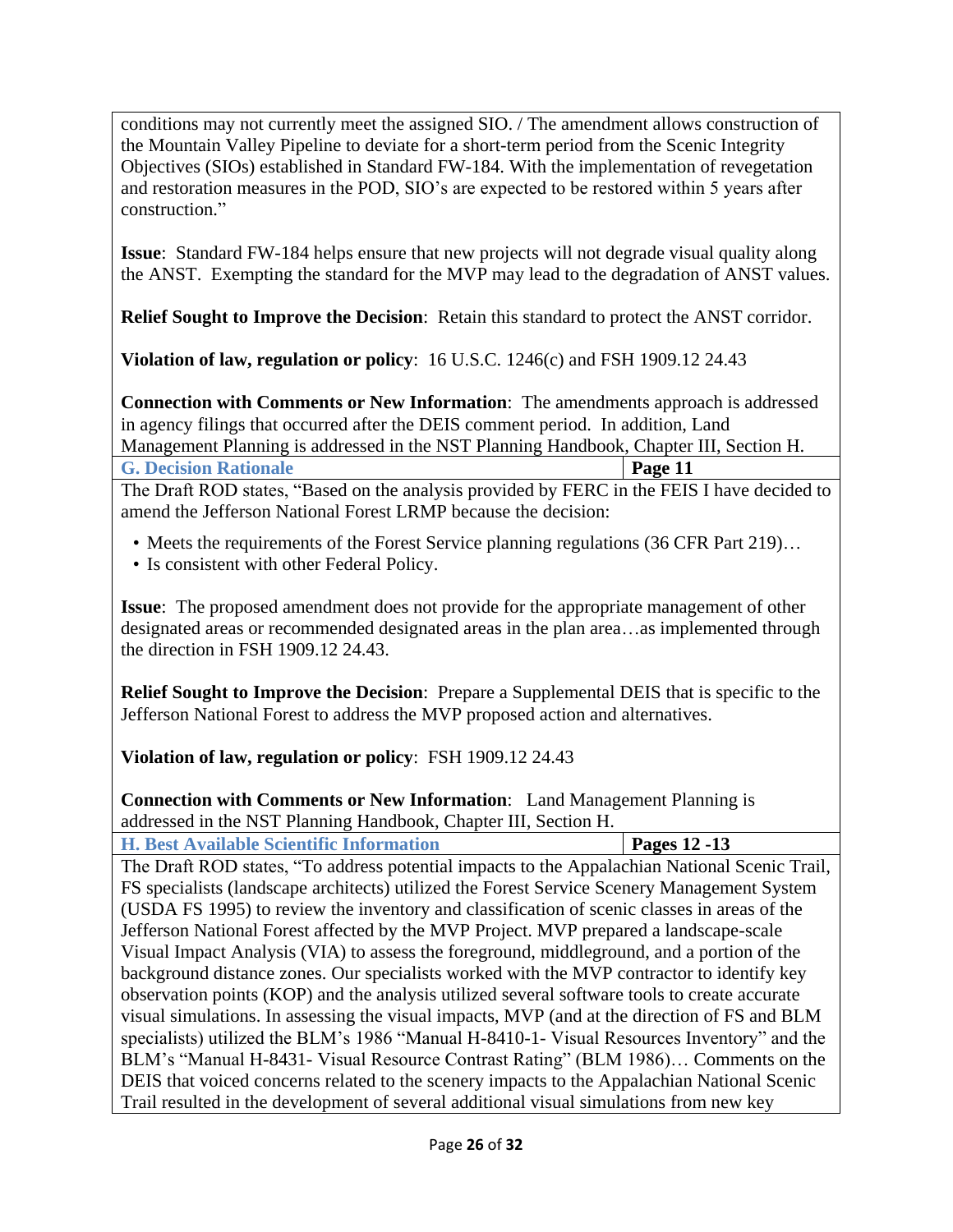conditions may not currently meet the assigned SIO. / The amendment allows construction of the Mountain Valley Pipeline to deviate for a short-term period from the Scenic Integrity Objectives (SIOs) established in Standard FW-184. With the implementation of revegetation and restoration measures in the POD, SIO's are expected to be restored within 5 years after construction."

**Issue**: Standard FW-184 helps ensure that new projects will not degrade visual quality along the ANST. Exempting the standard for the MVP may lead to the degradation of ANST values.

**Relief Sought to Improve the Decision**: Retain this standard to protect the ANST corridor.

**Violation of law, regulation or policy**: 16 U.S.C. 1246(c) and FSH 1909.12 24.43

**Connection with Comments or New Information**: The amendments approach is addressed in agency filings that occurred after the DEIS comment period. In addition, Land Management Planning is addressed in the NST Planning Handbook, Chapter III, Section H.

| **G. Decision Rationale** | **Page 11** |
|---|---|

The Draft ROD states, "Based on the analysis provided by FERC in the FEIS I have decided to amend the Jefferson National Forest LRMP because the decision:

- Meets the requirements of the Forest Service planning regulations (36 CFR Part 219)…
- Is consistent with other Federal Policy.

**Issue**: The proposed amendment does not provide for the appropriate management of other designated areas or recommended designated areas in the plan area…as implemented through the direction in FSH 1909.12 24.43.

**Relief Sought to Improve the Decision**: Prepare a Supplemental DEIS that is specific to the Jefferson National Forest to address the MVP proposed action and alternatives.

**Violation of law, regulation or policy**: FSH 1909.12 24.43

**Connection with Comments or New Information**: Land Management Planning is addressed in the NST Planning Handbook, Chapter III, Section H.

| **H. Best Available Scientific Information** | **Pages 12 -13** |
|---|---|

The Draft ROD states, "To address potential impacts to the Appalachian National Scenic Trail, FS specialists (landscape architects) utilized the Forest Service Scenery Management System (USDA FS 1995) to review the inventory and classification of scenic classes in areas of the Jefferson National Forest affected by the MVP Project. MVP prepared a landscape-scale Visual Impact Analysis (VIA) to assess the foreground, middleground, and a portion of the background distance zones. Our specialists worked with the MVP contractor to identify key observation points (KOP) and the analysis utilized several software tools to create accurate visual simulations. In assessing the visual impacts, MVP (and at the direction of FS and BLM specialists) utilized the BLM's 1986 "Manual H-8410-1- Visual Resources Inventory" and the BLM's "Manual H-8431- Visual Resource Contrast Rating" (BLM 1986)… Comments on the DEIS that voiced concerns related to the scenery impacts to the Appalachian National Scenic Trail resulted in the development of several additional visual simulations from new key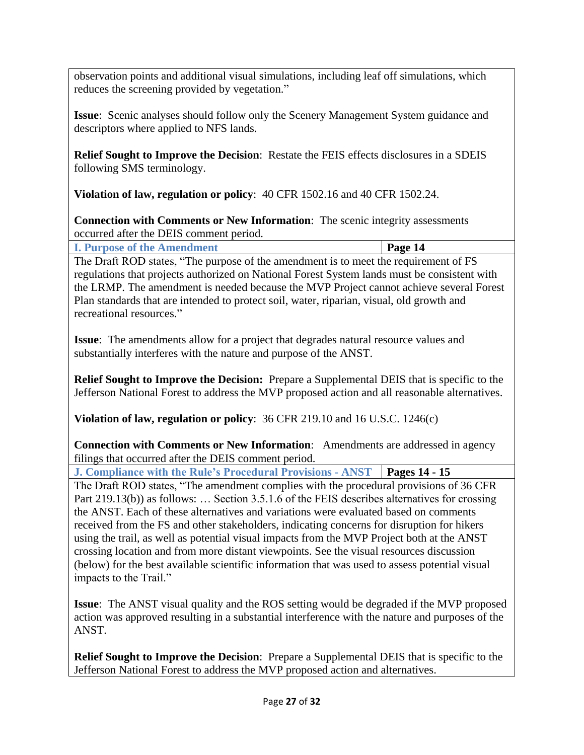observation points and additional visual simulations, including leaf off simulations, which reduces the screening provided by vegetation."

**Issue**: Scenic analyses should follow only the Scenery Management System guidance and descriptors where applied to NFS lands.

**Relief Sought to Improve the Decision**: Restate the FEIS effects disclosures in a SDEIS following SMS terminology.

**Violation of law, regulation or policy**: 40 CFR 1502.16 and 40 CFR 1502.24.

**Connection with Comments or New Information**: The scenic integrity assessments occurred after the DEIS comment period.

| **I. Purpose of the Amendment** | **Page 14** |
|---|---|

The Draft ROD states, "The purpose of the amendment is to meet the requirement of FS regulations that projects authorized on National Forest System lands must be consistent with the LRMP. The amendment is needed because the MVP Project cannot achieve several Forest Plan standards that are intended to protect soil, water, riparian, visual, old growth and recreational resources."

**Issue**: The amendments allow for a project that degrades natural resource values and substantially interferes with the nature and purpose of the ANST.

**Relief Sought to Improve the Decision:** Prepare a Supplemental DEIS that is specific to the Jefferson National Forest to address the MVP proposed action and all reasonable alternatives.

**Violation of law, regulation or policy**: 36 CFR 219.10 and 16 U.S.C. 1246(c)

**Connection with Comments or New Information**: Amendments are addressed in agency filings that occurred after the DEIS comment period.

| **J. Compliance with the Rule's Procedural Provisions - ANST** | **Pages 14 - 15** |
|---|---|

The Draft ROD states, "The amendment complies with the procedural provisions of 36 CFR Part 219.13(b)) as follows: … Section 3.5.1.6 of the FEIS describes alternatives for crossing the ANST. Each of these alternatives and variations were evaluated based on comments received from the FS and other stakeholders, indicating concerns for disruption for hikers using the trail, as well as potential visual impacts from the MVP Project both at the ANST crossing location and from more distant viewpoints. See the visual resources discussion (below) for the best available scientific information that was used to assess potential visual impacts to the Trail."

**Issue**: The ANST visual quality and the ROS setting would be degraded if the MVP proposed action was approved resulting in a substantial interference with the nature and purposes of the ANST.

**Relief Sought to Improve the Decision**: Prepare a Supplemental DEIS that is specific to the Jefferson National Forest to address the MVP proposed action and alternatives.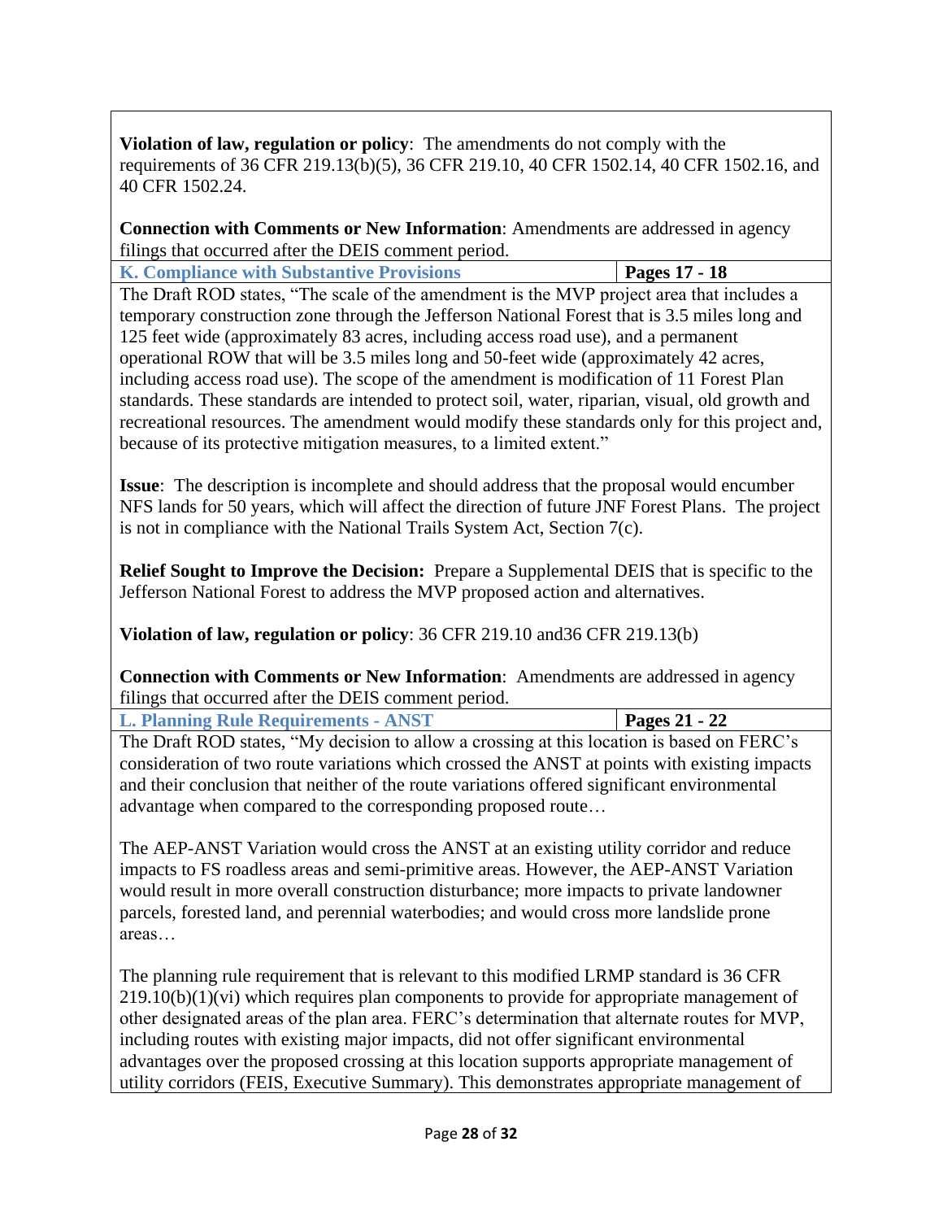**Violation of law, regulation or policy**: The amendments do not comply with the requirements of 36 CFR 219.13(b)(5), 36 CFR 219.10, 40 CFR 1502.14, 40 CFR 1502.16, and 40 CFR 1502.24.

**Connection with Comments or New Information**: Amendments are addressed in agency filings that occurred after the DEIS comment period.

| **K. Compliance with Substantive Provisions** | **Pages 17 - 18** |
|---|---|

The Draft ROD states, "The scale of the amendment is the MVP project area that includes a temporary construction zone through the Jefferson National Forest that is 3.5 miles long and 125 feet wide (approximately 83 acres, including access road use), and a permanent operational ROW that will be 3.5 miles long and 50-feet wide (approximately 42 acres, including access road use). The scope of the amendment is modification of 11 Forest Plan standards. These standards are intended to protect soil, water, riparian, visual, old growth and recreational resources. The amendment would modify these standards only for this project and, because of its protective mitigation measures, to a limited extent."

**Issue**: The description is incomplete and should address that the proposal would encumber NFS lands for 50 years, which will affect the direction of future JNF Forest Plans. The project is not in compliance with the National Trails System Act, Section 7(c).

**Relief Sought to Improve the Decision:** Prepare a Supplemental DEIS that is specific to the Jefferson National Forest to address the MVP proposed action and alternatives.

**Violation of law, regulation or policy**: 36 CFR 219.10 and36 CFR 219.13(b)

**Connection with Comments or New Information**: Amendments are addressed in agency filings that occurred after the DEIS comment period.

| **L. Planning Rule Requirements - ANST** | **Pages 21 - 22** |
|---|---|

The Draft ROD states, "My decision to allow a crossing at this location is based on FERC's consideration of two route variations which crossed the ANST at points with existing impacts and their conclusion that neither of the route variations offered significant environmental advantage when compared to the corresponding proposed route…

The AEP-ANST Variation would cross the ANST at an existing utility corridor and reduce impacts to FS roadless areas and semi-primitive areas. However, the AEP-ANST Variation would result in more overall construction disturbance; more impacts to private landowner parcels, forested land, and perennial waterbodies; and would cross more landslide prone areas…

The planning rule requirement that is relevant to this modified LRMP standard is 36 CFR 219.10(b)(1)(vi) which requires plan components to provide for appropriate management of other designated areas of the plan area. FERC's determination that alternate routes for MVP, including routes with existing major impacts, did not offer significant environmental advantages over the proposed crossing at this location supports appropriate management of utility corridors (FEIS, Executive Summary). This demonstrates appropriate management of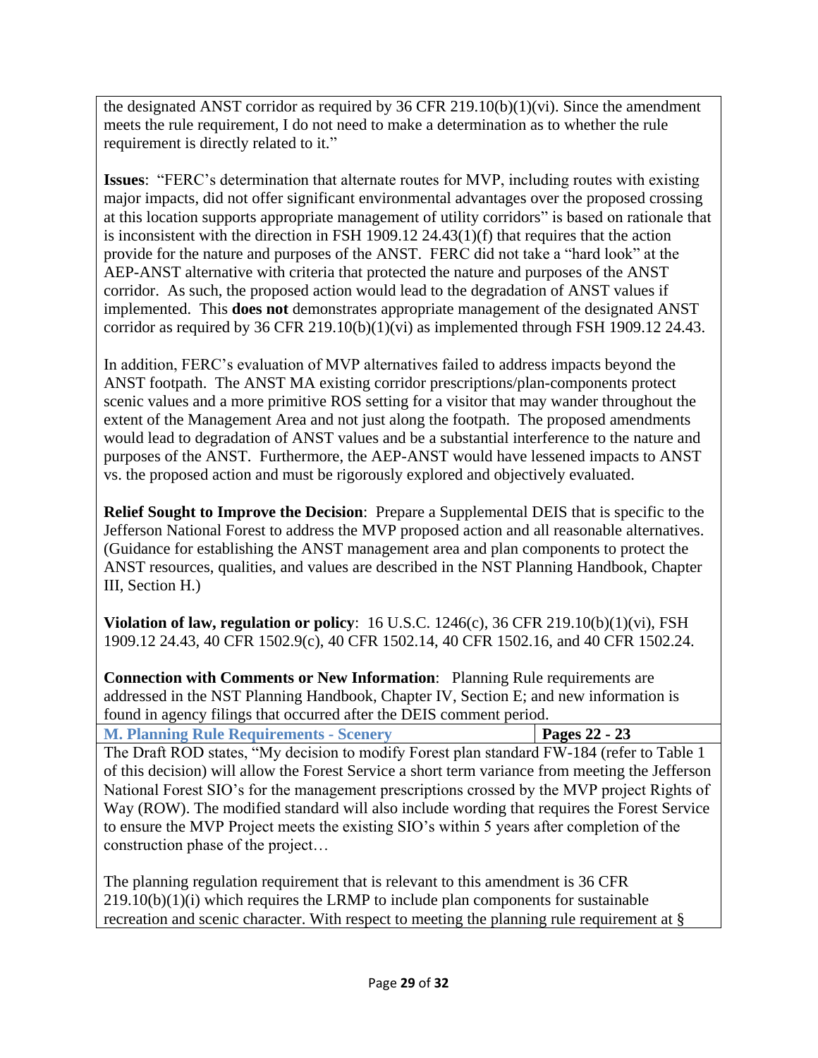the designated ANST corridor as required by 36 CFR 219.10(b)(1)(vi). Since the amendment meets the rule requirement, I do not need to make a determination as to whether the rule requirement is directly related to it."

**Issues**: "FERC's determination that alternate routes for MVP, including routes with existing major impacts, did not offer significant environmental advantages over the proposed crossing at this location supports appropriate management of utility corridors" is based on rationale that is inconsistent with the direction in FSH 1909.12 24.43(1)(f) that requires that the action provide for the nature and purposes of the ANST. FERC did not take a "hard look" at the AEP-ANST alternative with criteria that protected the nature and purposes of the ANST corridor. As such, the proposed action would lead to the degradation of ANST values if implemented. This **does not** demonstrates appropriate management of the designated ANST corridor as required by 36 CFR 219.10(b)(1)(vi) as implemented through FSH 1909.12 24.43.

In addition, FERC's evaluation of MVP alternatives failed to address impacts beyond the ANST footpath. The ANST MA existing corridor prescriptions/plan-components protect scenic values and a more primitive ROS setting for a visitor that may wander throughout the extent of the Management Area and not just along the footpath. The proposed amendments would lead to degradation of ANST values and be a substantial interference to the nature and purposes of the ANST. Furthermore, the AEP-ANST would have lessened impacts to ANST vs. the proposed action and must be rigorously explored and objectively evaluated.

**Relief Sought to Improve the Decision**: Prepare a Supplemental DEIS that is specific to the Jefferson National Forest to address the MVP proposed action and all reasonable alternatives. (Guidance for establishing the ANST management area and plan components to protect the ANST resources, qualities, and values are described in the NST Planning Handbook, Chapter III, Section H.)

**Violation of law, regulation or policy**: 16 U.S.C. 1246(c), 36 CFR 219.10(b)(1)(vi), FSH 1909.12 24.43, 40 CFR 1502.9(c), 40 CFR 1502.14, 40 CFR 1502.16, and 40 CFR 1502.24.

**Connection with Comments or New Information**: Planning Rule requirements are addressed in the NST Planning Handbook, Chapter IV, Section E; and new information is found in agency filings that occurred after the DEIS comment period.

| **M. Planning Rule Requirements - Scenery** | **Pages 22 - 23** |
|---|---|

The Draft ROD states, "My decision to modify Forest plan standard FW-184 (refer to Table 1 of this decision) will allow the Forest Service a short term variance from meeting the Jefferson National Forest SIO's for the management prescriptions crossed by the MVP project Rights of Way (ROW). The modified standard will also include wording that requires the Forest Service to ensure the MVP Project meets the existing SIO's within 5 years after completion of the construction phase of the project…

The planning regulation requirement that is relevant to this amendment is 36 CFR 219.10(b)(1)(i) which requires the LRMP to include plan components for sustainable recreation and scenic character. With respect to meeting the planning rule requirement at §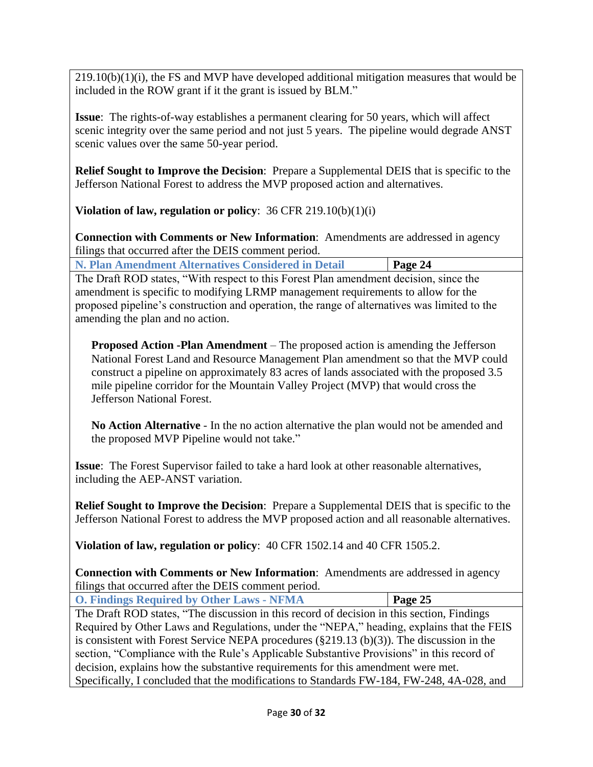219.10(b)(1)(i), the FS and MVP have developed additional mitigation measures that would be included in the ROW grant if it the grant is issued by BLM."

**Issue**: The rights-of-way establishes a permanent clearing for 50 years, which will affect scenic integrity over the same period and not just 5 years. The pipeline would degrade ANST scenic values over the same 50-year period.

**Relief Sought to Improve the Decision**: Prepare a Supplemental DEIS that is specific to the Jefferson National Forest to address the MVP proposed action and alternatives.

**Violation of law, regulation or policy**: 36 CFR 219.10(b)(1)(i)

**Connection with Comments or New Information**: Amendments are addressed in agency filings that occurred after the DEIS comment period.

| **N. Plan Amendment Alternatives Considered in Detail** | **Page 24** |
|---|---|

The Draft ROD states, "With respect to this Forest Plan amendment decision, since the amendment is specific to modifying LRMP management requirements to allow for the proposed pipeline's construction and operation, the range of alternatives was limited to the amending the plan and no action.

> **Proposed Action -Plan Amendment** – The proposed action is amending the Jefferson National Forest Land and Resource Management Plan amendment so that the MVP could construct a pipeline on approximately 83 acres of lands associated with the proposed 3.5 mile pipeline corridor for the Mountain Valley Project (MVP) that would cross the Jefferson National Forest.
>
> **No Action Alternative** - In the no action alternative the plan would not be amended and the proposed MVP Pipeline would not take."

**Issue**: The Forest Supervisor failed to take a hard look at other reasonable alternatives, including the AEP-ANST variation.

**Relief Sought to Improve the Decision**: Prepare a Supplemental DEIS that is specific to the Jefferson National Forest to address the MVP proposed action and all reasonable alternatives.

**Violation of law, regulation or policy**: 40 CFR 1502.14 and 40 CFR 1505.2.

**Connection with Comments or New Information**: Amendments are addressed in agency filings that occurred after the DEIS comment period.

| **O. Findings Required by Other Laws - NFMA** | **Page 25** |
|---|---|

The Draft ROD states, "The discussion in this record of decision in this section, Findings Required by Other Laws and Regulations, under the "NEPA," heading, explains that the FEIS is consistent with Forest Service NEPA procedures (§219.13 (b)(3)). The discussion in the section, "Compliance with the Rule's Applicable Substantive Provisions" in this record of decision, explains how the substantive requirements for this amendment were met. Specifically, I concluded that the modifications to Standards FW-184, FW-248, 4A-028, and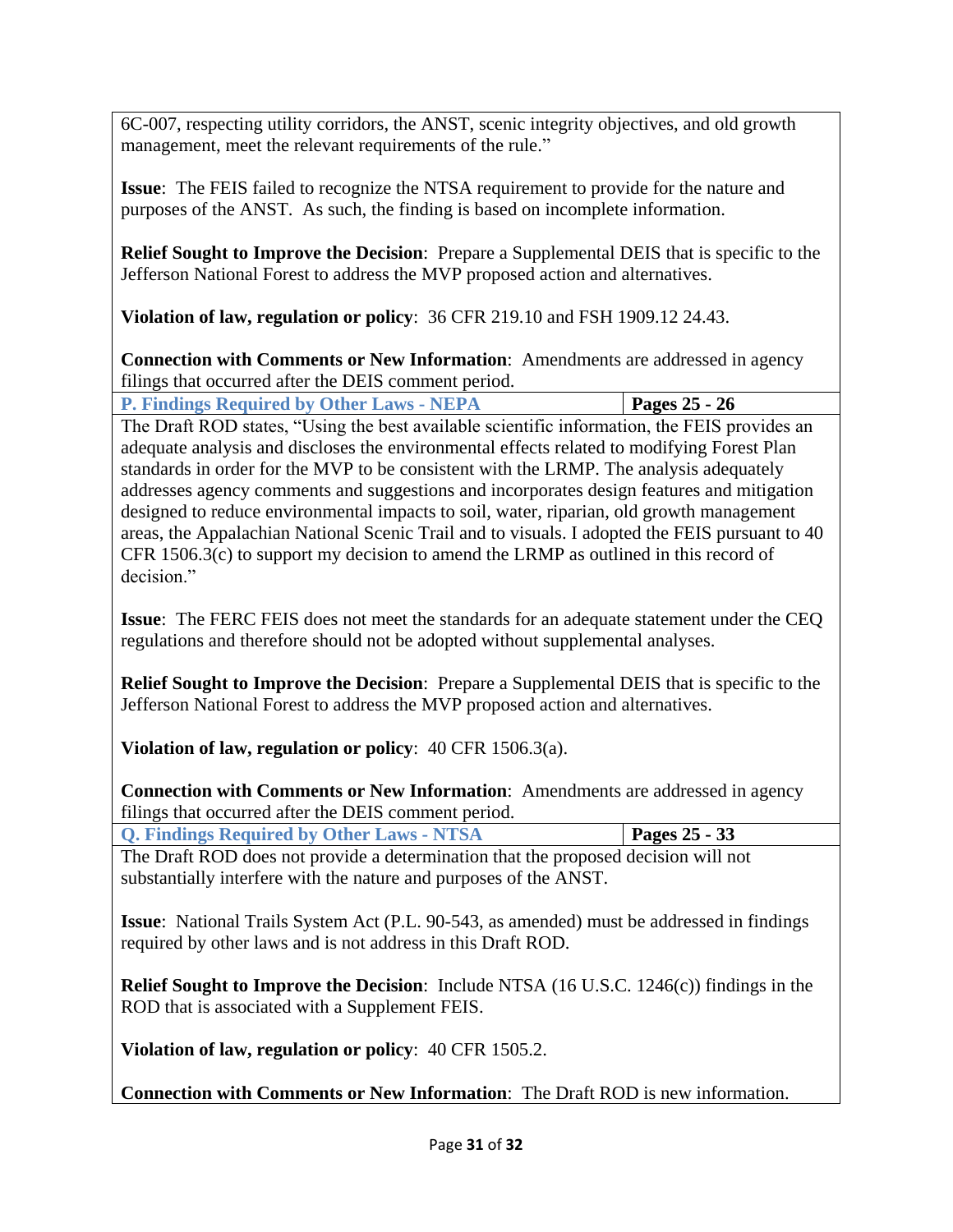6C-007, respecting utility corridors, the ANST, scenic integrity objectives, and old growth management, meet the relevant requirements of the rule."

**Issue**: The FEIS failed to recognize the NTSA requirement to provide for the nature and purposes of the ANST. As such, the finding is based on incomplete information.

**Relief Sought to Improve the Decision**: Prepare a Supplemental DEIS that is specific to the Jefferson National Forest to address the MVP proposed action and alternatives.

**Violation of law, regulation or policy**: 36 CFR 219.10 and FSH 1909.12 24.43.

**Connection with Comments or New Information**: Amendments are addressed in agency filings that occurred after the DEIS comment period.

| **P. Findings Required by Other Laws - NEPA** | **Pages 25 - 26** |
|---|---|

The Draft ROD states, "Using the best available scientific information, the FEIS provides an adequate analysis and discloses the environmental effects related to modifying Forest Plan standards in order for the MVP to be consistent with the LRMP. The analysis adequately addresses agency comments and suggestions and incorporates design features and mitigation designed to reduce environmental impacts to soil, water, riparian, old growth management areas, the Appalachian National Scenic Trail and to visuals. I adopted the FEIS pursuant to 40 CFR 1506.3(c) to support my decision to amend the LRMP as outlined in this record of decision."

**Issue**: The FERC FEIS does not meet the standards for an adequate statement under the CEQ regulations and therefore should not be adopted without supplemental analyses.

**Relief Sought to Improve the Decision**: Prepare a Supplemental DEIS that is specific to the Jefferson National Forest to address the MVP proposed action and alternatives.

**Violation of law, regulation or policy**: 40 CFR 1506.3(a).

**Connection with Comments or New Information**: Amendments are addressed in agency filings that occurred after the DEIS comment period.

| **Q. Findings Required by Other Laws - NTSA** | **Pages 25 - 33** |
|---|---|

The Draft ROD does not provide a determination that the proposed decision will not substantially interfere with the nature and purposes of the ANST.

**Issue**: National Trails System Act (P.L. 90-543, as amended) must be addressed in findings required by other laws and is not address in this Draft ROD.

**Relief Sought to Improve the Decision**: Include NTSA (16 U.S.C. 1246(c)) findings in the ROD that is associated with a Supplement FEIS.

**Violation of law, regulation or policy**: 40 CFR 1505.2.

**Connection with Comments or New Information**: The Draft ROD is new information.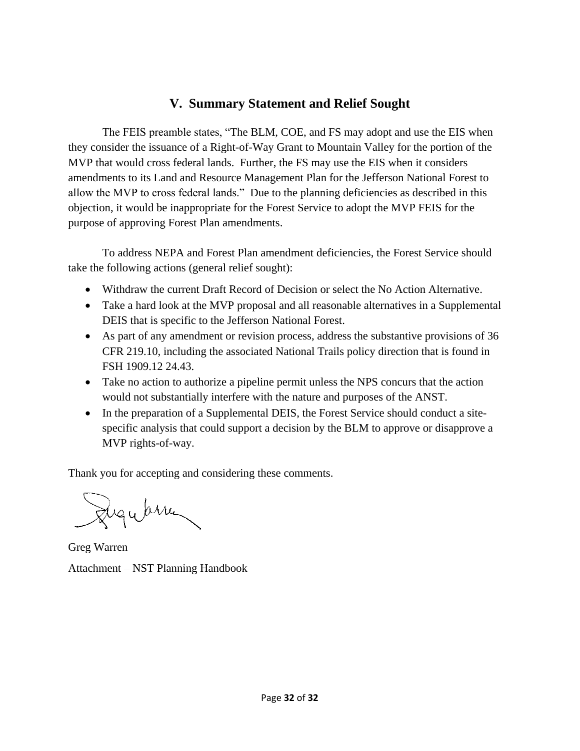## V. Summary Statement and Relief Sought

The FEIS preamble states, "The BLM, COE, and FS may adopt and use the EIS when they consider the issuance of a Right-of-Way Grant to Mountain Valley for the portion of the MVP that would cross federal lands. Further, the FS may use the EIS when it considers amendments to its Land and Resource Management Plan for the Jefferson National Forest to allow the MVP to cross federal lands." Due to the planning deficiencies as described in this objection, it would be inappropriate for the Forest Service to adopt the MVP FEIS for the purpose of approving Forest Plan amendments.

To address NEPA and Forest Plan amendment deficiencies, the Forest Service should take the following actions (general relief sought):

- Withdraw the current Draft Record of Decision or select the No Action Alternative.
- Take a hard look at the MVP proposal and all reasonable alternatives in a Supplemental DEIS that is specific to the Jefferson National Forest.
- As part of any amendment or revision process, address the substantive provisions of 36 CFR 219.10, including the associated National Trails policy direction that is found in FSH 1909.12 24.43.
- Take no action to authorize a pipeline permit unless the NPS concurs that the action would not substantially interfere with the nature and purposes of the ANST.
- In the preparation of a Supplemental DEIS, the Forest Service should conduct a site-specific analysis that could support a decision by the BLM to approve or disapprove a MVP rights-of-way.

Thank you for accepting and considering these comments.

Greg Warren

Attachment – NST Planning Handbook